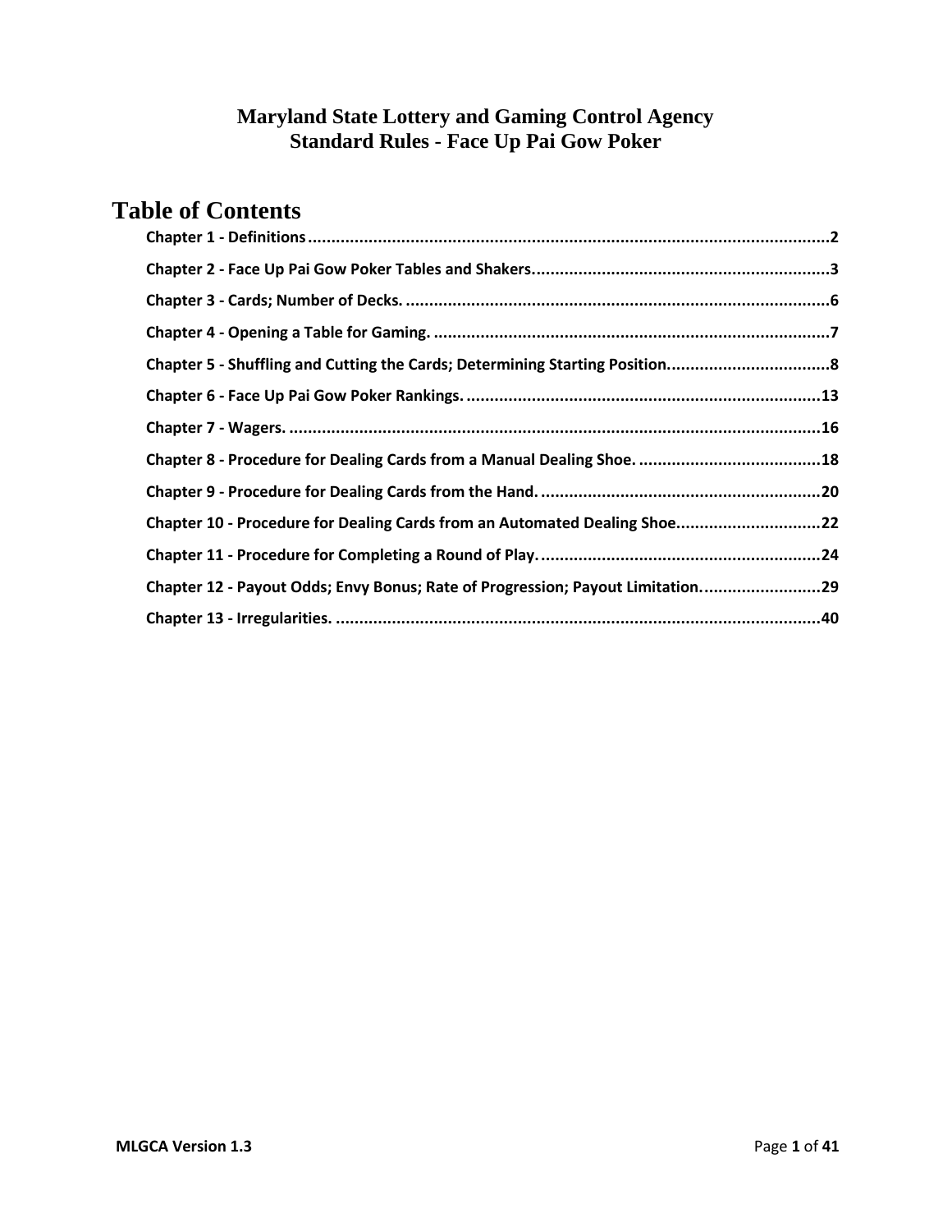# Maryland State Lottery and Gaming Control Agency
# Standard Rules - Face Up Pai Gow Poker

## Table of Contents

**Chapter 1 - Definitions** ..... 2

**Chapter 2 - Face Up Pai Gow Poker Tables and Shakers.** ..... 3

**Chapter 3 - Cards; Number of Decks.** ..... 6

**Chapter 4 - Opening a Table for Gaming.** ..... 7

**Chapter 5 - Shuffling and Cutting the Cards; Determining Starting Position.** ..... 8

**Chapter 6 - Face Up Pai Gow Poker Rankings.** ..... 13

**Chapter 7 - Wagers.** ..... 16

**Chapter 8 - Procedure for Dealing Cards from a Manual Dealing Shoe.** ..... 18

**Chapter 9 - Procedure for Dealing Cards from the Hand.** ..... 20

**Chapter 10 - Procedure for Dealing Cards from an Automated Dealing Shoe** ..... 22

**Chapter 11 - Procedure for Completing a Round of Play.** ..... 24

**Chapter 12 - Payout Odds; Envy Bonus; Rate of Progression; Payout Limitation.** ..... 29

**Chapter 13 - Irregularities.** ..... 40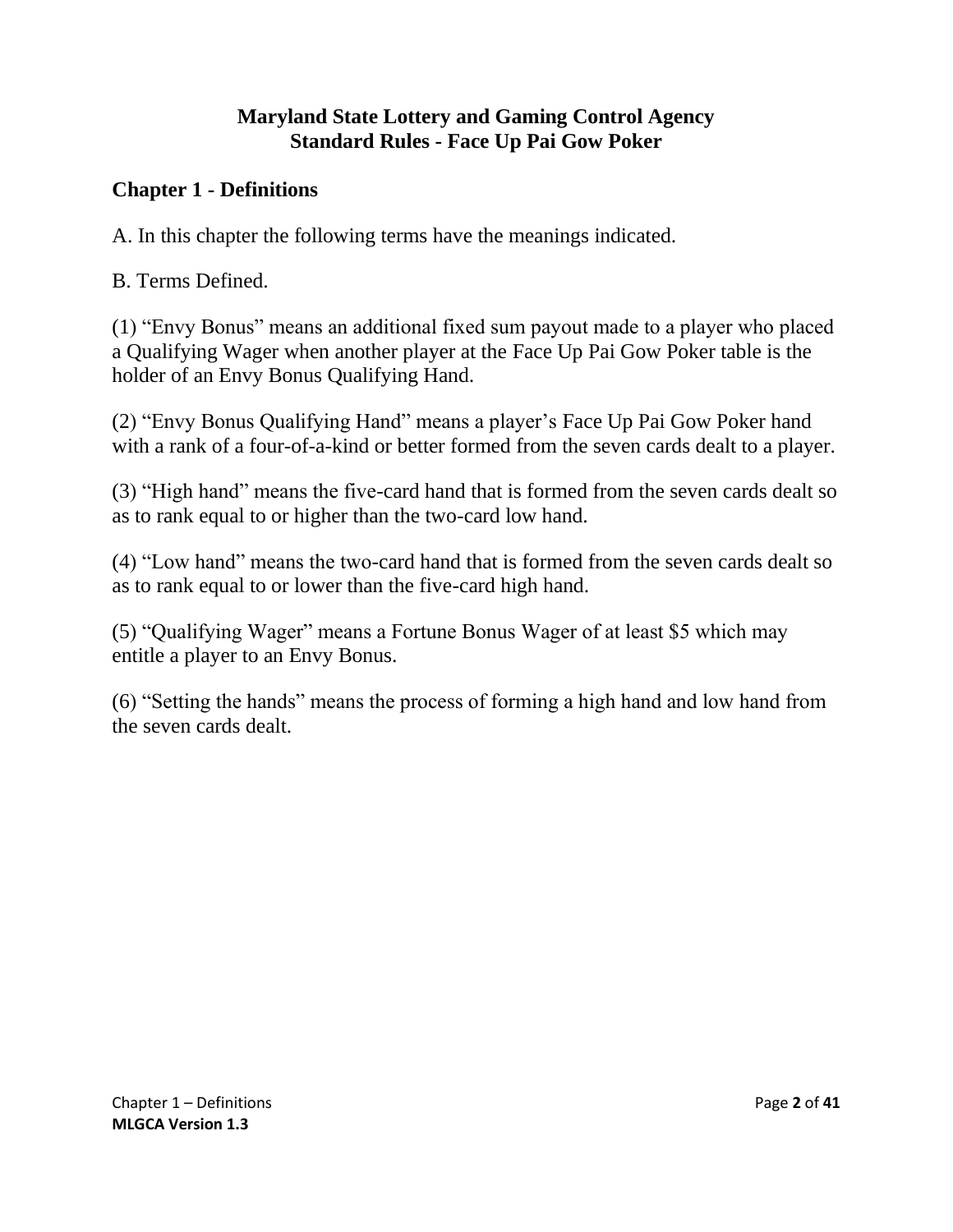# Maryland State Lottery and Gaming Control Agency
# Standard Rules - Face Up Pai Gow Poker

## Chapter 1 - Definitions

A. In this chapter the following terms have the meanings indicated.

B. Terms Defined.

(1) “Envy Bonus” means an additional fixed sum payout made to a player who placed a Qualifying Wager when another player at the Face Up Pai Gow Poker table is the holder of an Envy Bonus Qualifying Hand.

(2) “Envy Bonus Qualifying Hand” means a player’s Face Up Pai Gow Poker hand with a rank of a four-of-a-kind or better formed from the seven cards dealt to a player.

(3) “High hand” means the five-card hand that is formed from the seven cards dealt so as to rank equal to or higher than the two-card low hand.

(4) “Low hand” means the two-card hand that is formed from the seven cards dealt so as to rank equal to or lower than the five-card high hand.

(5) “Qualifying Wager” means a Fortune Bonus Wager of at least $5 which may entitle a player to an Envy Bonus.

(6) “Setting the hands” means the process of forming a high hand and low hand from the seven cards dealt.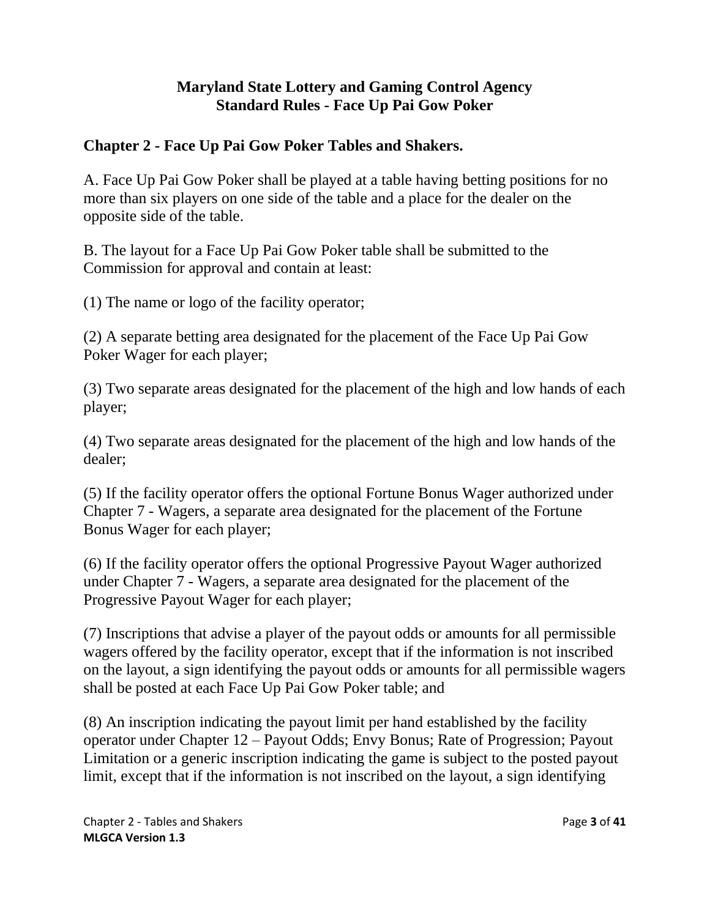**Maryland State Lottery and Gaming Control Agency**
**Standard Rules - Face Up Pai Gow Poker**

## Chapter 2 - Face Up Pai Gow Poker Tables and Shakers.

A. Face Up Pai Gow Poker shall be played at a table having betting positions for no more than six players on one side of the table and a place for the dealer on the opposite side of the table.

B. The layout for a Face Up Pai Gow Poker table shall be submitted to the Commission for approval and contain at least:

(1) The name or logo of the facility operator;

(2) A separate betting area designated for the placement of the Face Up Pai Gow Poker Wager for each player;

(3) Two separate areas designated for the placement of the high and low hands of each player;

(4) Two separate areas designated for the placement of the high and low hands of the dealer;

(5) If the facility operator offers the optional Fortune Bonus Wager authorized under Chapter 7 - Wagers, a separate area designated for the placement of the Fortune Bonus Wager for each player;

(6) If the facility operator offers the optional Progressive Payout Wager authorized under Chapter 7 - Wagers, a separate area designated for the placement of the Progressive Payout Wager for each player;

(7) Inscriptions that advise a player of the payout odds or amounts for all permissible wagers offered by the facility operator, except that if the information is not inscribed on the layout, a sign identifying the payout odds or amounts for all permissible wagers shall be posted at each Face Up Pai Gow Poker table; and

(8) An inscription indicating the payout limit per hand established by the facility operator under Chapter 12 – Payout Odds; Envy Bonus; Rate of Progression; Payout Limitation or a generic inscription indicating the game is subject to the posted payout limit, except that if the information is not inscribed on the layout, a sign identifying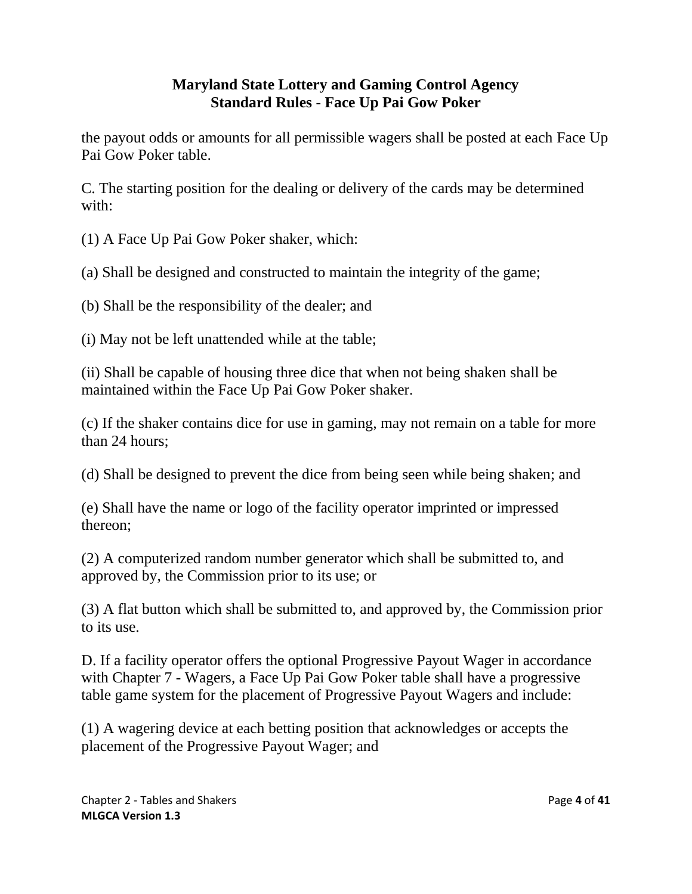the payout odds or amounts for all permissible wagers shall be posted at each Face Up Pai Gow Poker table.

C. The starting position for the dealing or delivery of the cards may be determined with:

(1) A Face Up Pai Gow Poker shaker, which:

(a) Shall be designed and constructed to maintain the integrity of the game;

(b) Shall be the responsibility of the dealer; and

(i) May not be left unattended while at the table;

(ii) Shall be capable of housing three dice that when not being shaken shall be maintained within the Face Up Pai Gow Poker shaker.

(c) If the shaker contains dice for use in gaming, may not remain on a table for more than 24 hours;

(d) Shall be designed to prevent the dice from being seen while being shaken; and

(e) Shall have the name or logo of the facility operator imprinted or impressed thereon;

(2) A computerized random number generator which shall be submitted to, and approved by, the Commission prior to its use; or

(3) A flat button which shall be submitted to, and approved by, the Commission prior to its use.

D. If a facility operator offers the optional Progressive Payout Wager in accordance with Chapter 7 - Wagers, a Face Up Pai Gow Poker table shall have a progressive table game system for the placement of Progressive Payout Wagers and include:

(1) A wagering device at each betting position that acknowledges or accepts the placement of the Progressive Payout Wager; and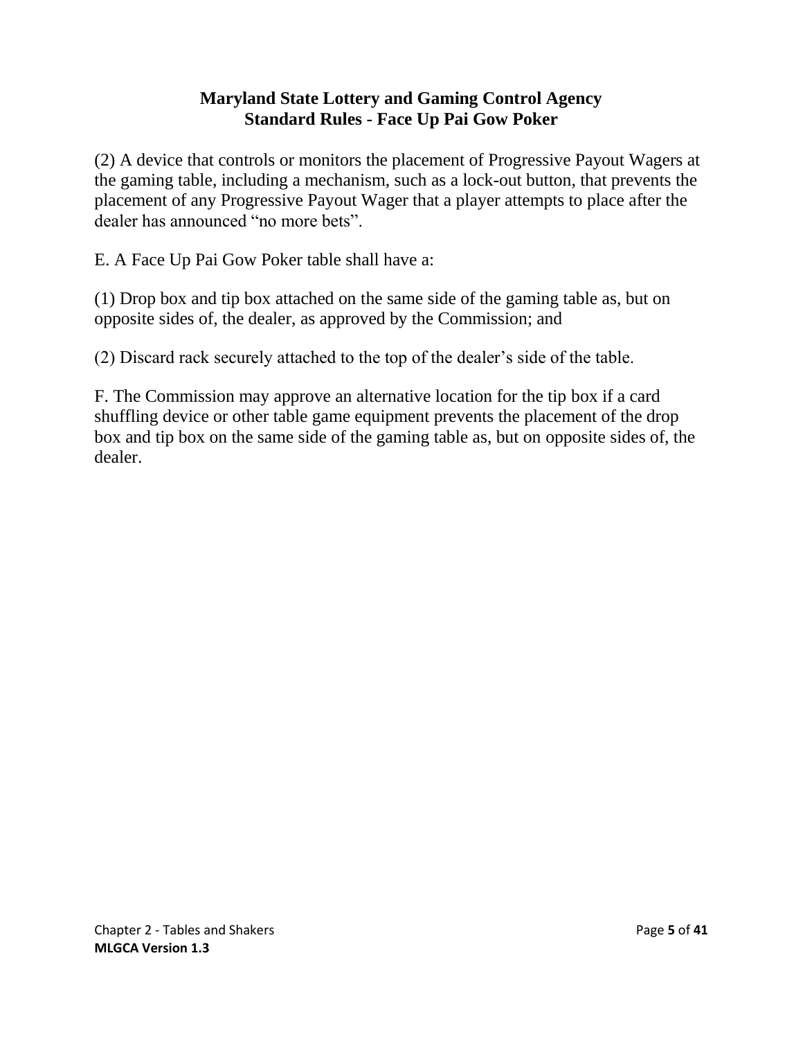(2) A device that controls or monitors the placement of Progressive Payout Wagers at the gaming table, including a mechanism, such as a lock-out button, that prevents the placement of any Progressive Payout Wager that a player attempts to place after the dealer has announced "no more bets".

E. A Face Up Pai Gow Poker table shall have a:

(1) Drop box and tip box attached on the same side of the gaming table as, but on opposite sides of, the dealer, as approved by the Commission; and

(2) Discard rack securely attached to the top of the dealer's side of the table.

F. The Commission may approve an alternative location for the tip box if a card shuffling device or other table game equipment prevents the placement of the drop box and tip box on the same side of the gaming table as, but on opposite sides of, the dealer.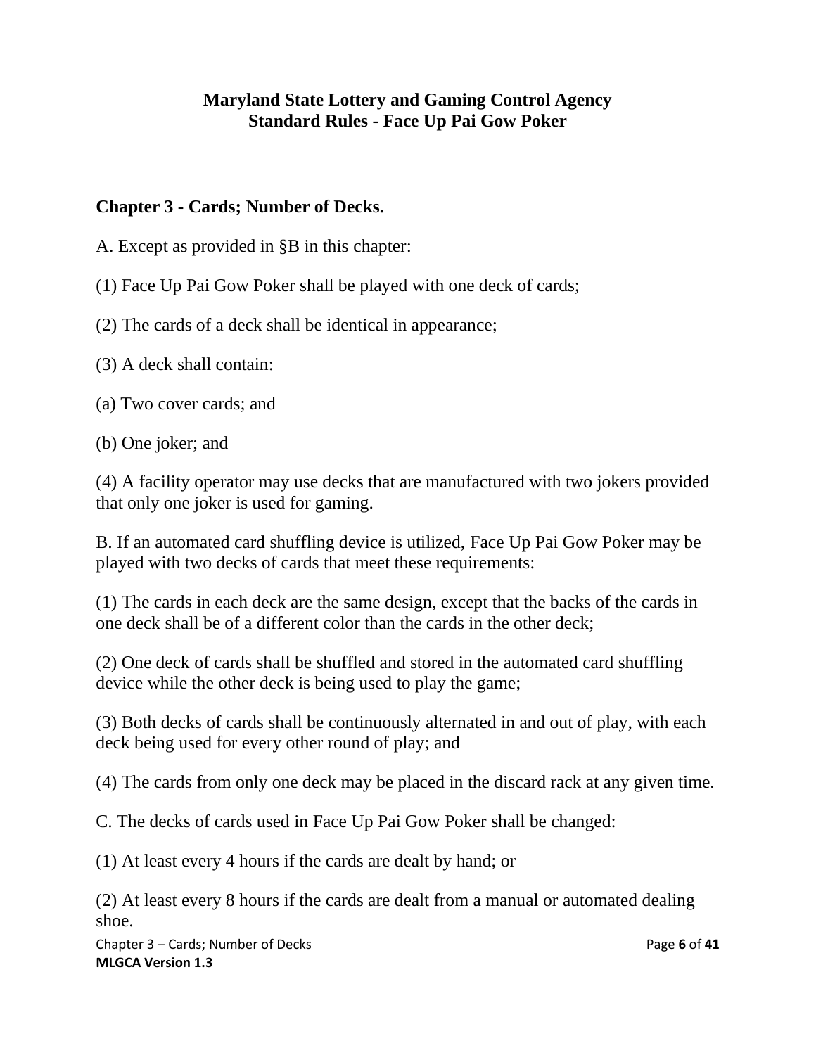**Maryland State Lottery and Gaming Control Agency**
**Standard Rules - Face Up Pai Gow Poker**

## Chapter 3 - Cards; Number of Decks.

A. Except as provided in §B in this chapter:

(1) Face Up Pai Gow Poker shall be played with one deck of cards;

(2) The cards of a deck shall be identical in appearance;

(3) A deck shall contain:

(a) Two cover cards; and

(b) One joker; and

(4) A facility operator may use decks that are manufactured with two jokers provided that only one joker is used for gaming.

B. If an automated card shuffling device is utilized, Face Up Pai Gow Poker may be played with two decks of cards that meet these requirements:

(1) The cards in each deck are the same design, except that the backs of the cards in one deck shall be of a different color than the cards in the other deck;

(2) One deck of cards shall be shuffled and stored in the automated card shuffling device while the other deck is being used to play the game;

(3) Both decks of cards shall be continuously alternated in and out of play, with each deck being used for every other round of play; and

(4) The cards from only one deck may be placed in the discard rack at any given time.

C. The decks of cards used in Face Up Pai Gow Poker shall be changed:

(1) At least every 4 hours if the cards are dealt by hand; or

(2) At least every 8 hours if the cards are dealt from a manual or automated dealing shoe.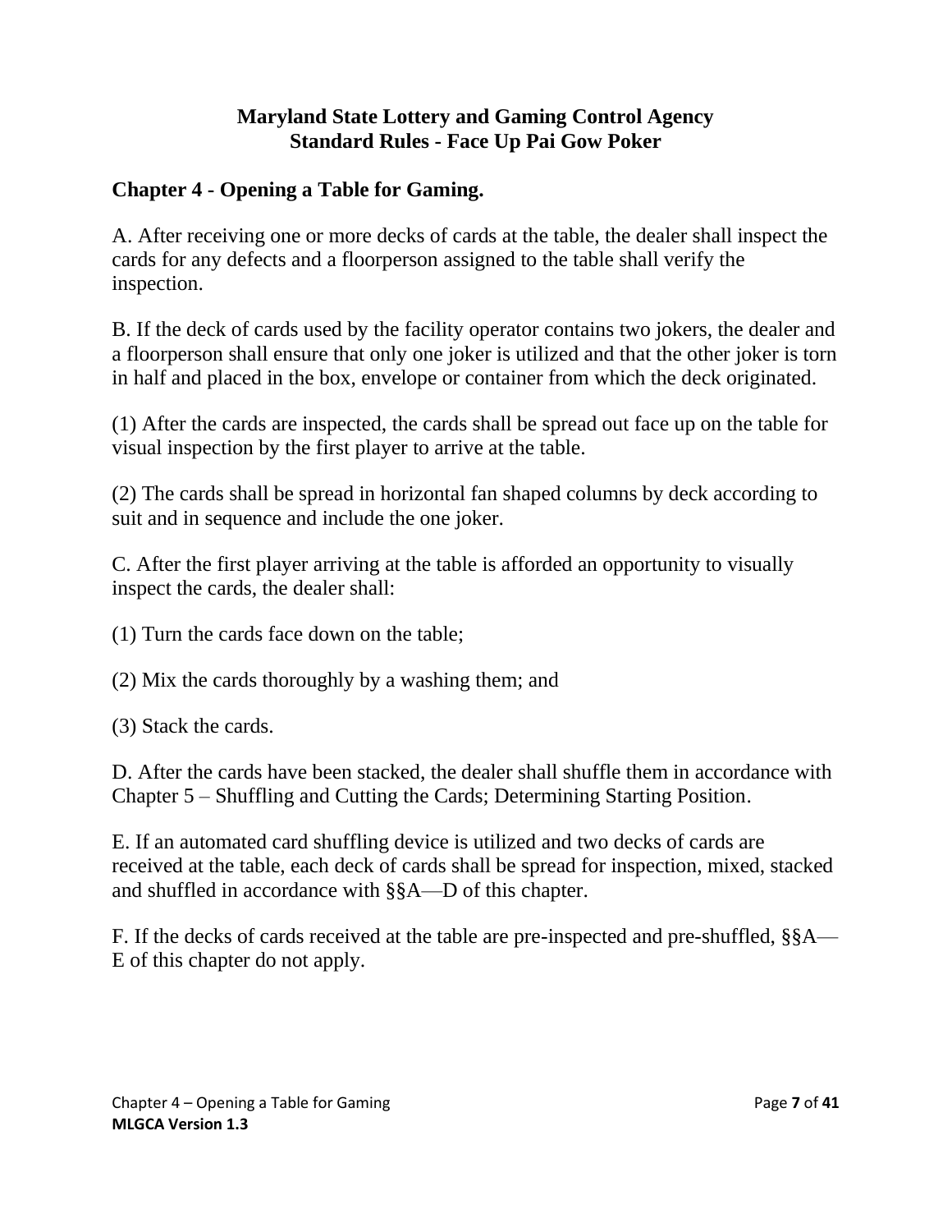**Maryland State Lottery and Gaming Control Agency**
**Standard Rules - Face Up Pai Gow Poker**

## Chapter 4 - Opening a Table for Gaming.

A. After receiving one or more decks of cards at the table, the dealer shall inspect the cards for any defects and a floorperson assigned to the table shall verify the inspection.

B. If the deck of cards used by the facility operator contains two jokers, the dealer and a floorperson shall ensure that only one joker is utilized and that the other joker is torn in half and placed in the box, envelope or container from which the deck originated.

(1) After the cards are inspected, the cards shall be spread out face up on the table for visual inspection by the first player to arrive at the table.

(2) The cards shall be spread in horizontal fan shaped columns by deck according to suit and in sequence and include the one joker.

C. After the first player arriving at the table is afforded an opportunity to visually inspect the cards, the dealer shall:

(1) Turn the cards face down on the table;

(2) Mix the cards thoroughly by a washing them; and

(3) Stack the cards.

D. After the cards have been stacked, the dealer shall shuffle them in accordance with Chapter 5 – Shuffling and Cutting the Cards; Determining Starting Position.

E. If an automated card shuffling device is utilized and two decks of cards are received at the table, each deck of cards shall be spread for inspection, mixed, stacked and shuffled in accordance with §§A—D of this chapter.

F. If the decks of cards received at the table are pre-inspected and pre-shuffled, §§A—E of this chapter do not apply.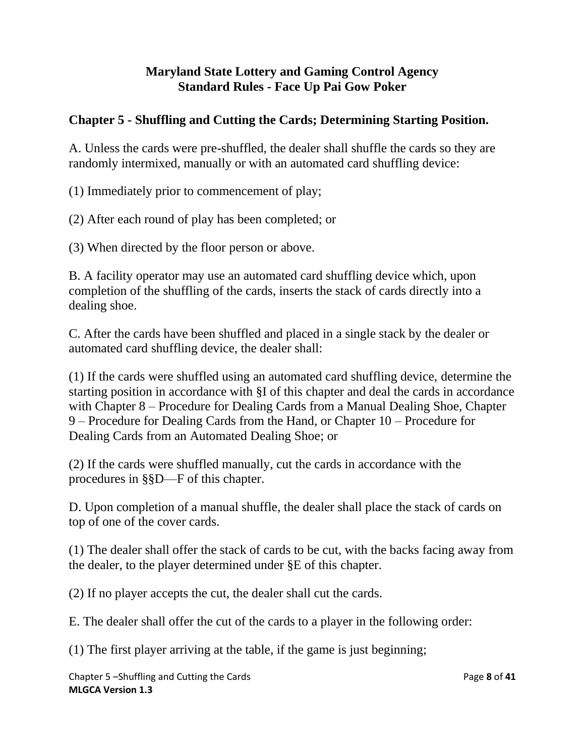# Maryland State Lottery and Gaming Control Agency
# Standard Rules - Face Up Pai Gow Poker

## Chapter 5 - Shuffling and Cutting the Cards; Determining Starting Position.

A. Unless the cards were pre-shuffled, the dealer shall shuffle the cards so they are randomly intermixed, manually or with an automated card shuffling device:

(1) Immediately prior to commencement of play;

(2) After each round of play has been completed; or

(3) When directed by the floor person or above.

B. A facility operator may use an automated card shuffling device which, upon completion of the shuffling of the cards, inserts the stack of cards directly into a dealing shoe.

C. After the cards have been shuffled and placed in a single stack by the dealer or automated card shuffling device, the dealer shall:

(1) If the cards were shuffled using an automated card shuffling device, determine the starting position in accordance with §I of this chapter and deal the cards in accordance with Chapter 8 – Procedure for Dealing Cards from a Manual Dealing Shoe, Chapter 9 – Procedure for Dealing Cards from the Hand, or Chapter 10 – Procedure for Dealing Cards from an Automated Dealing Shoe; or

(2) If the cards were shuffled manually, cut the cards in accordance with the procedures in §§D—F of this chapter.

D. Upon completion of a manual shuffle, the dealer shall place the stack of cards on top of one of the cover cards.

(1) The dealer shall offer the stack of cards to be cut, with the backs facing away from the dealer, to the player determined under §E of this chapter.

(2) If no player accepts the cut, the dealer shall cut the cards.

E. The dealer shall offer the cut of the cards to a player in the following order:

(1) The first player arriving at the table, if the game is just beginning;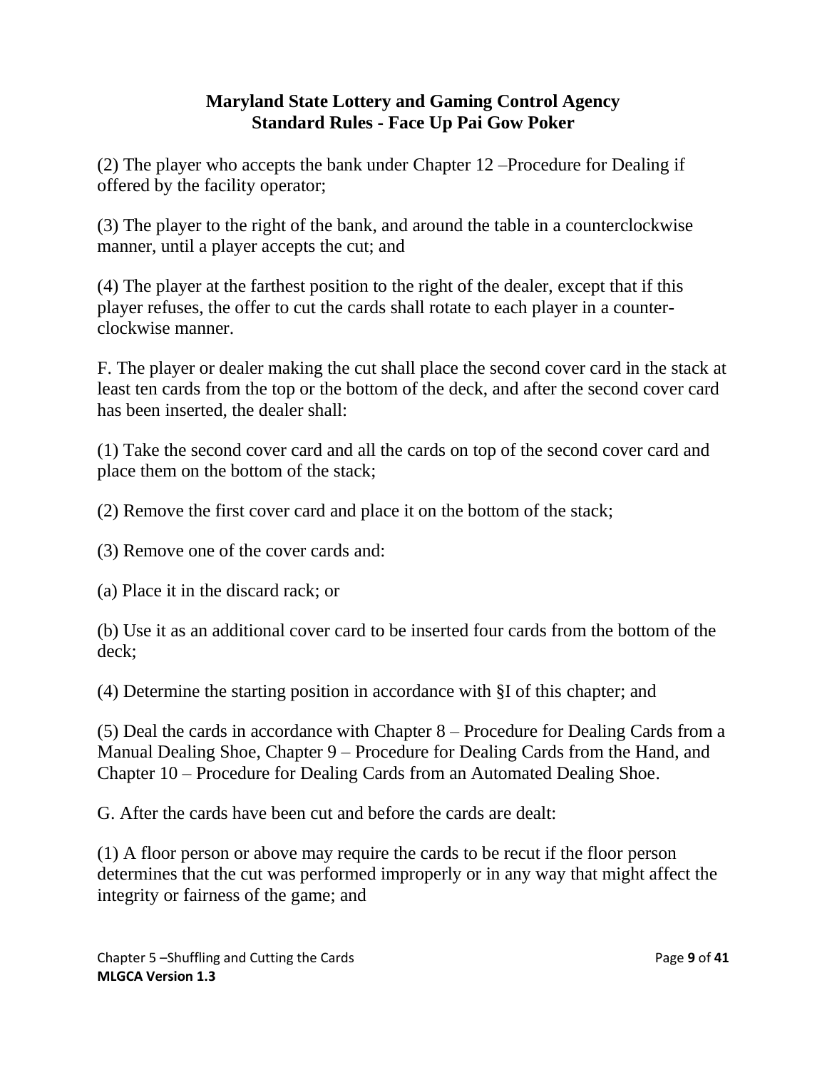(2) The player who accepts the bank under Chapter 12 –Procedure for Dealing if offered by the facility operator;

(3) The player to the right of the bank, and around the table in a counterclockwise manner, until a player accepts the cut; and

(4) The player at the farthest position to the right of the dealer, except that if this player refuses, the offer to cut the cards shall rotate to each player in a counter-clockwise manner.

F. The player or dealer making the cut shall place the second cover card in the stack at least ten cards from the top or the bottom of the deck, and after the second cover card has been inserted, the dealer shall:

(1) Take the second cover card and all the cards on top of the second cover card and place them on the bottom of the stack;

(2) Remove the first cover card and place it on the bottom of the stack;

(3) Remove one of the cover cards and:

(a) Place it in the discard rack; or

(b) Use it as an additional cover card to be inserted four cards from the bottom of the deck;

(4) Determine the starting position in accordance with §I of this chapter; and

(5) Deal the cards in accordance with Chapter 8 – Procedure for Dealing Cards from a Manual Dealing Shoe, Chapter 9 – Procedure for Dealing Cards from the Hand, and Chapter 10 – Procedure for Dealing Cards from an Automated Dealing Shoe.

G. After the cards have been cut and before the cards are dealt:

(1) A floor person or above may require the cards to be recut if the floor person determines that the cut was performed improperly or in any way that might affect the integrity or fairness of the game; and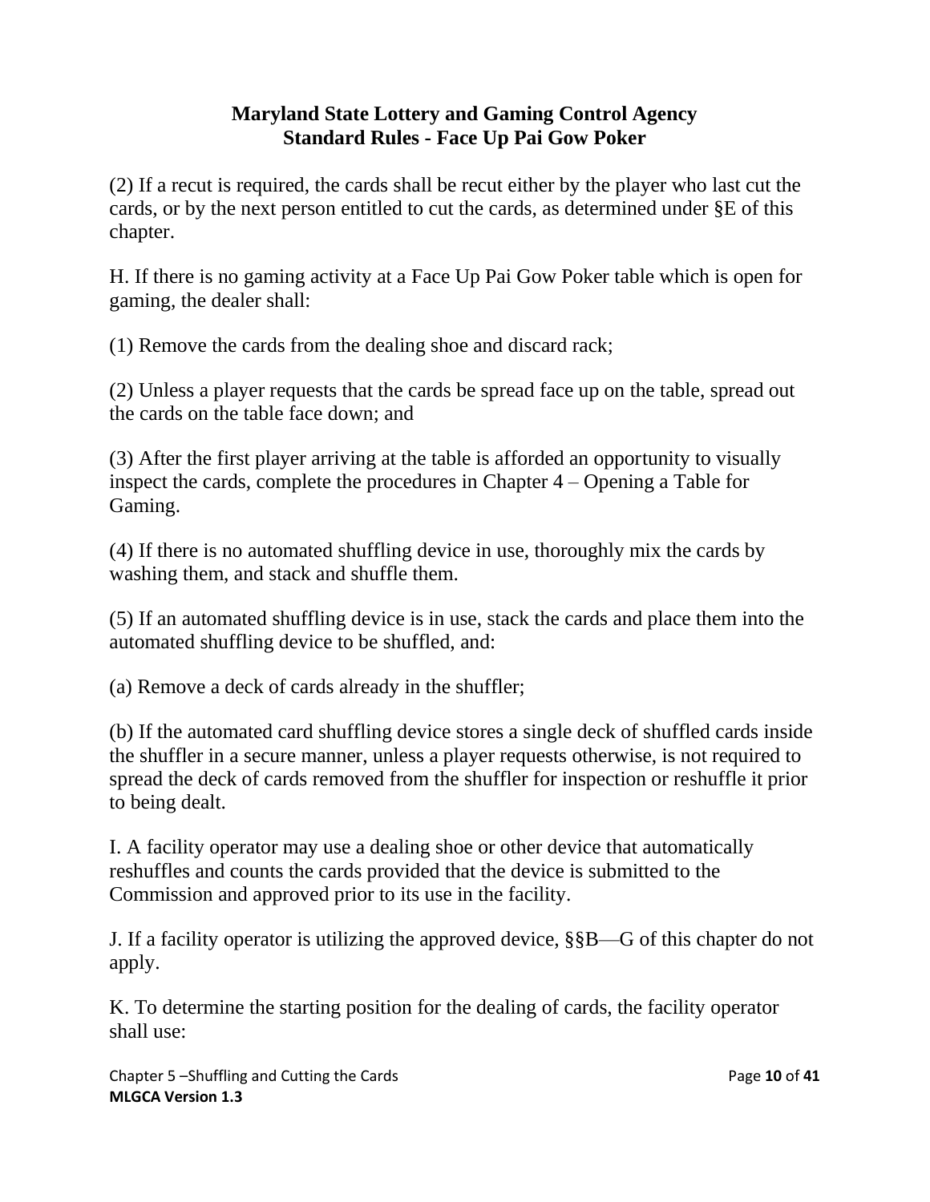(2) If a recut is required, the cards shall be recut either by the player who last cut the cards, or by the next person entitled to cut the cards, as determined under §E of this chapter.

H. If there is no gaming activity at a Face Up Pai Gow Poker table which is open for gaming, the dealer shall:

(1) Remove the cards from the dealing shoe and discard rack;

(2) Unless a player requests that the cards be spread face up on the table, spread out the cards on the table face down; and

(3) After the first player arriving at the table is afforded an opportunity to visually inspect the cards, complete the procedures in Chapter 4 – Opening a Table for Gaming.

(4) If there is no automated shuffling device in use, thoroughly mix the cards by washing them, and stack and shuffle them.

(5) If an automated shuffling device is in use, stack the cards and place them into the automated shuffling device to be shuffled, and:

(a) Remove a deck of cards already in the shuffler;

(b) If the automated card shuffling device stores a single deck of shuffled cards inside the shuffler in a secure manner, unless a player requests otherwise, is not required to spread the deck of cards removed from the shuffler for inspection or reshuffle it prior to being dealt.

I. A facility operator may use a dealing shoe or other device that automatically reshuffles and counts the cards provided that the device is submitted to the Commission and approved prior to its use in the facility.

J. If a facility operator is utilizing the approved device, §§B—G of this chapter do not apply.

K. To determine the starting position for the dealing of cards, the facility operator shall use: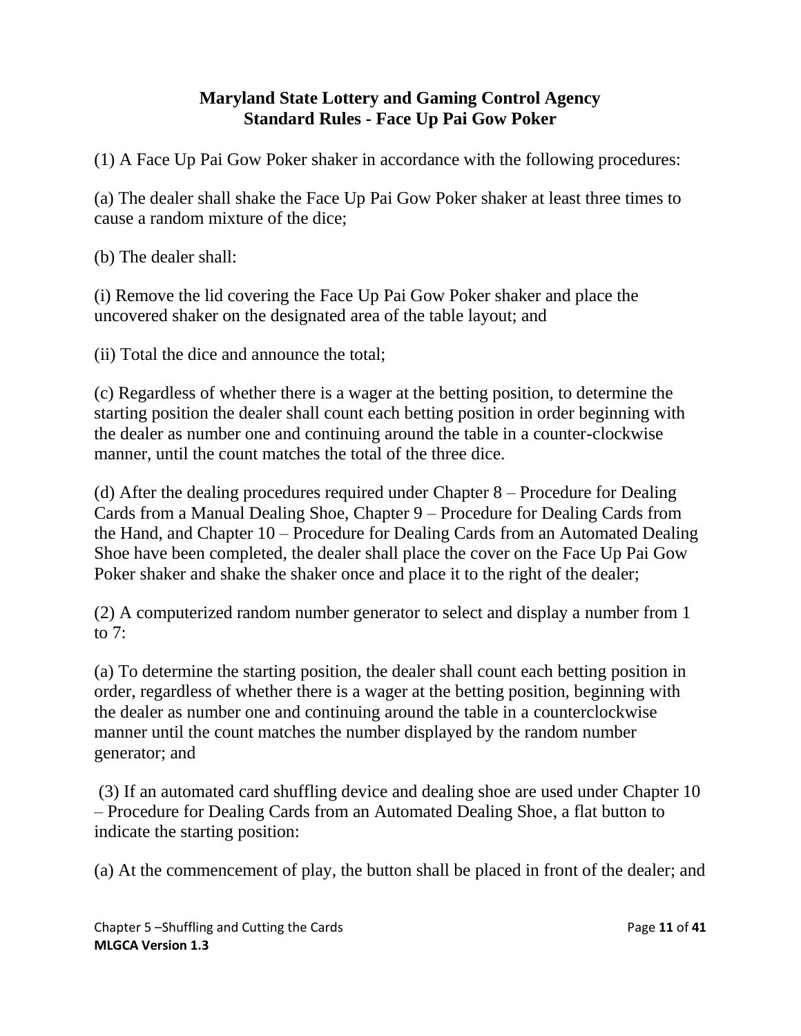**Maryland State Lottery and Gaming Control Agency**
**Standard Rules - Face Up Pai Gow Poker**

(1) A Face Up Pai Gow Poker shaker in accordance with the following procedures:

(a) The dealer shall shake the Face Up Pai Gow Poker shaker at least three times to cause a random mixture of the dice;

(b) The dealer shall:

(i) Remove the lid covering the Face Up Pai Gow Poker shaker and place the uncovered shaker on the designated area of the table layout; and

(ii) Total the dice and announce the total;

(c) Regardless of whether there is a wager at the betting position, to determine the starting position the dealer shall count each betting position in order beginning with the dealer as number one and continuing around the table in a counter-clockwise manner, until the count matches the total of the three dice.

(d) After the dealing procedures required under Chapter 8 – Procedure for Dealing Cards from a Manual Dealing Shoe, Chapter 9 – Procedure for Dealing Cards from the Hand, and Chapter 10 – Procedure for Dealing Cards from an Automated Dealing Shoe have been completed, the dealer shall place the cover on the Face Up Pai Gow Poker shaker and shake the shaker once and place it to the right of the dealer;

(2) A computerized random number generator to select and display a number from 1 to 7:

(a) To determine the starting position, the dealer shall count each betting position in order, regardless of whether there is a wager at the betting position, beginning with the dealer as number one and continuing around the table in a counterclockwise manner until the count matches the number displayed by the random number generator; and

(3) If an automated card shuffling device and dealing shoe are used under Chapter 10 – Procedure for Dealing Cards from an Automated Dealing Shoe, a flat button to indicate the starting position:

(a) At the commencement of play, the button shall be placed in front of the dealer; and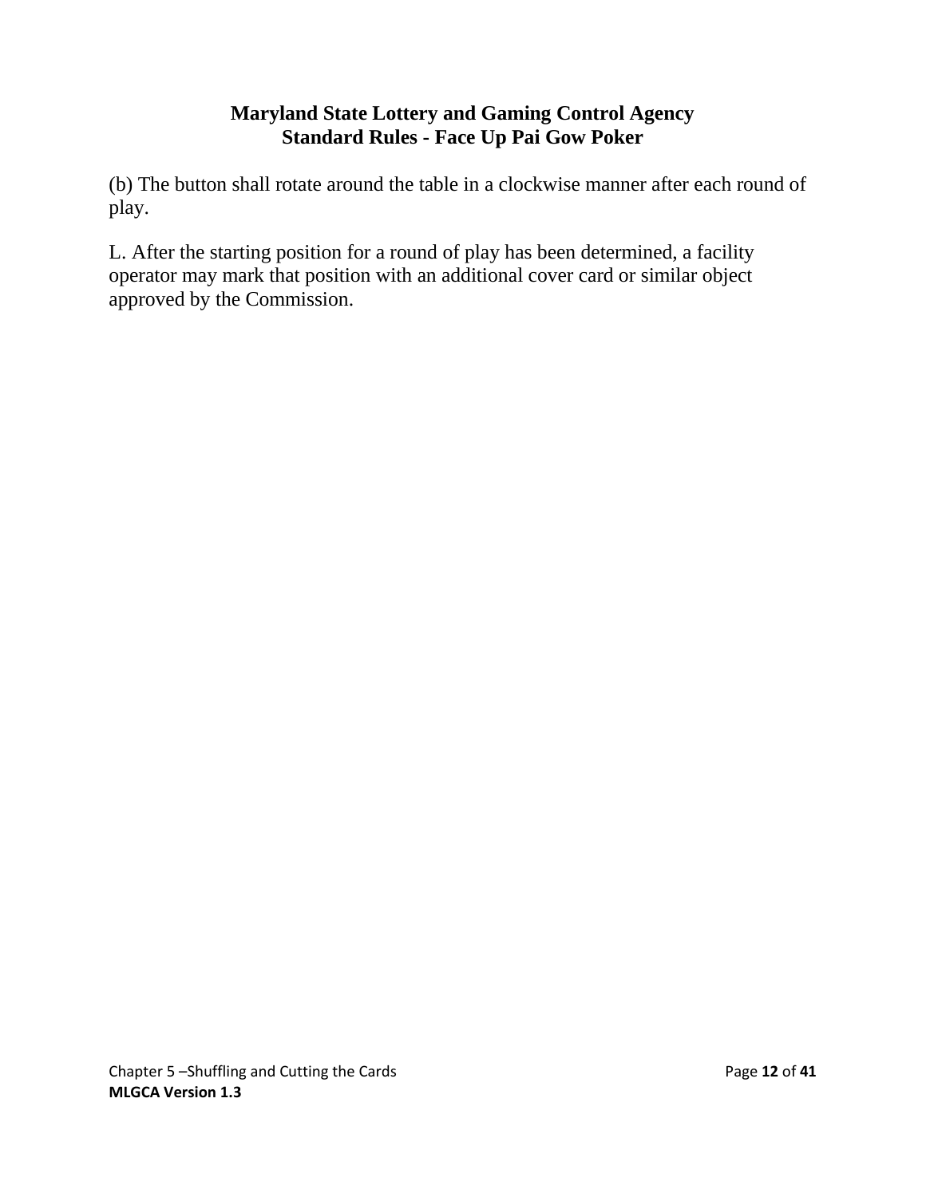(b) The button shall rotate around the table in a clockwise manner after each round of play.

L. After the starting position for a round of play has been determined, a facility operator may mark that position with an additional cover card or similar object approved by the Commission.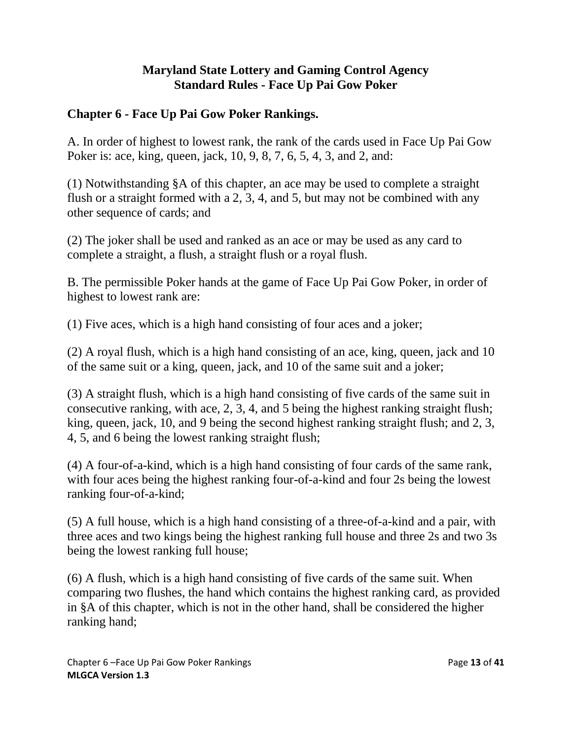**Maryland State Lottery and Gaming Control Agency**
**Standard Rules - Face Up Pai Gow Poker**

## Chapter 6 - Face Up Pai Gow Poker Rankings.

A. In order of highest to lowest rank, the rank of the cards used in Face Up Pai Gow Poker is: ace, king, queen, jack, 10, 9, 8, 7, 6, 5, 4, 3, and 2, and:

(1) Notwithstanding §A of this chapter, an ace may be used to complete a straight flush or a straight formed with a 2, 3, 4, and 5, but may not be combined with any other sequence of cards; and

(2) The joker shall be used and ranked as an ace or may be used as any card to complete a straight, a flush, a straight flush or a royal flush.

B. The permissible Poker hands at the game of Face Up Pai Gow Poker, in order of highest to lowest rank are:

(1) Five aces, which is a high hand consisting of four aces and a joker;

(2) A royal flush, which is a high hand consisting of an ace, king, queen, jack and 10 of the same suit or a king, queen, jack, and 10 of the same suit and a joker;

(3) A straight flush, which is a high hand consisting of five cards of the same suit in consecutive ranking, with ace, 2, 3, 4, and 5 being the highest ranking straight flush; king, queen, jack, 10, and 9 being the second highest ranking straight flush; and 2, 3, 4, 5, and 6 being the lowest ranking straight flush;

(4) A four-of-a-kind, which is a high hand consisting of four cards of the same rank, with four aces being the highest ranking four-of-a-kind and four 2s being the lowest ranking four-of-a-kind;

(5) A full house, which is a high hand consisting of a three-of-a-kind and a pair, with three aces and two kings being the highest ranking full house and three 2s and two 3s being the lowest ranking full house;

(6) A flush, which is a high hand consisting of five cards of the same suit. When comparing two flushes, the hand which contains the highest ranking card, as provided in §A of this chapter, which is not in the other hand, shall be considered the higher ranking hand;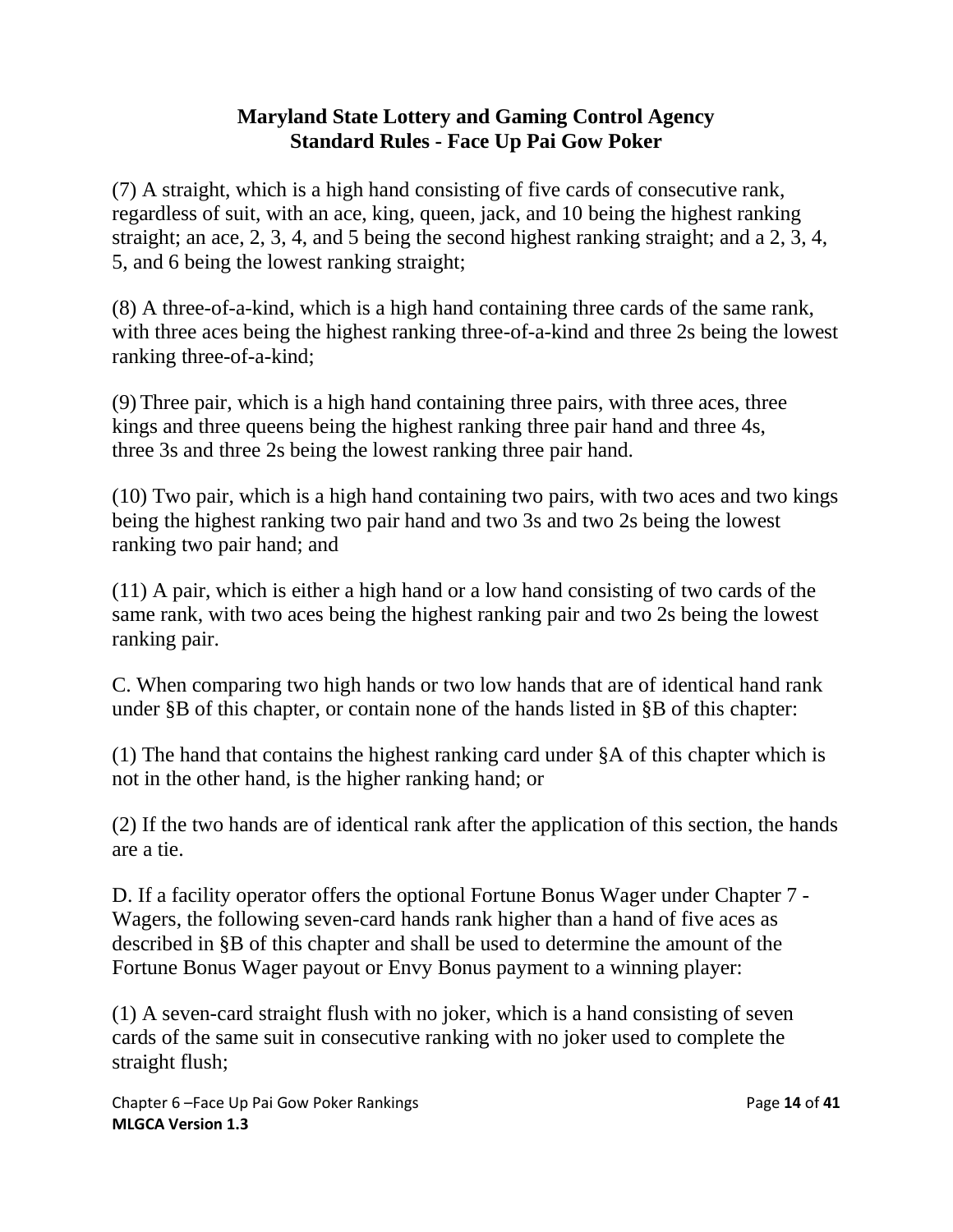(7) A straight, which is a high hand consisting of five cards of consecutive rank, regardless of suit, with an ace, king, queen, jack, and 10 being the highest ranking straight; an ace, 2, 3, 4, and 5 being the second highest ranking straight; and a 2, 3, 4, 5, and 6 being the lowest ranking straight;

(8) A three-of-a-kind, which is a high hand containing three cards of the same rank, with three aces being the highest ranking three-of-a-kind and three 2s being the lowest ranking three-of-a-kind;

(9) Three pair, which is a high hand containing three pairs, with three aces, three kings and three queens being the highest ranking three pair hand and three 4s, three 3s and three 2s being the lowest ranking three pair hand.

(10) Two pair, which is a high hand containing two pairs, with two aces and two kings being the highest ranking two pair hand and two 3s and two 2s being the lowest ranking two pair hand; and

(11) A pair, which is either a high hand or a low hand consisting of two cards of the same rank, with two aces being the highest ranking pair and two 2s being the lowest ranking pair.

C. When comparing two high hands or two low hands that are of identical hand rank under §B of this chapter, or contain none of the hands listed in §B of this chapter:

(1) The hand that contains the highest ranking card under §A of this chapter which is not in the other hand, is the higher ranking hand; or

(2) If the two hands are of identical rank after the application of this section, the hands are a tie.

D. If a facility operator offers the optional Fortune Bonus Wager under Chapter 7 - Wagers, the following seven-card hands rank higher than a hand of five aces as described in §B of this chapter and shall be used to determine the amount of the Fortune Bonus Wager payout or Envy Bonus payment to a winning player:

(1) A seven-card straight flush with no joker, which is a hand consisting of seven cards of the same suit in consecutive ranking with no joker used to complete the straight flush;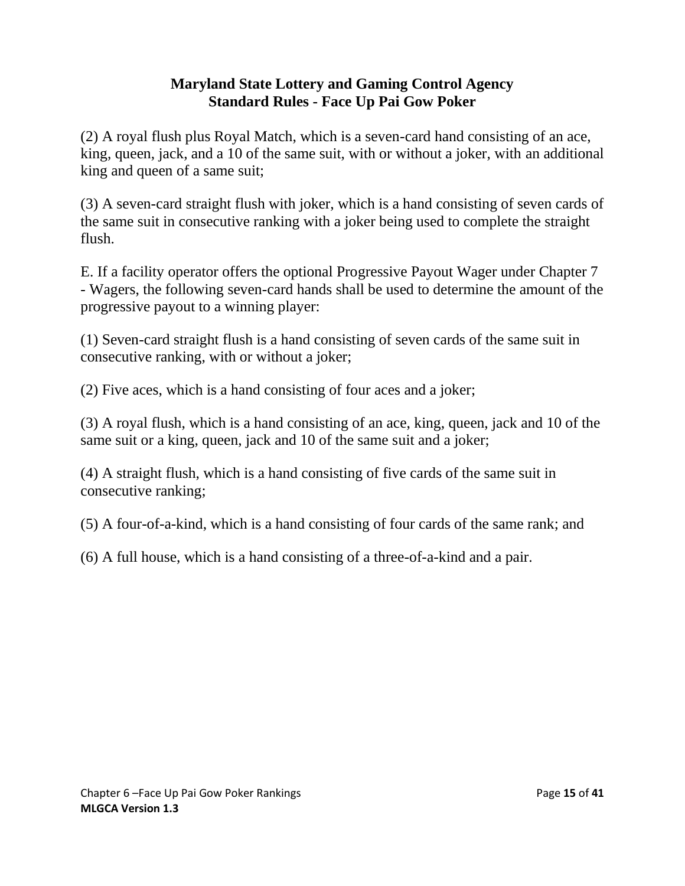(2) A royal flush plus Royal Match, which is a seven-card hand consisting of an ace, king, queen, jack, and a 10 of the same suit, with or without a joker, with an additional king and queen of a same suit;

(3) A seven-card straight flush with joker, which is a hand consisting of seven cards of the same suit in consecutive ranking with a joker being used to complete the straight flush.

E. If a facility operator offers the optional Progressive Payout Wager under Chapter 7 - Wagers, the following seven-card hands shall be used to determine the amount of the progressive payout to a winning player:

(1) Seven-card straight flush is a hand consisting of seven cards of the same suit in consecutive ranking, with or without a joker;

(2) Five aces, which is a hand consisting of four aces and a joker;

(3) A royal flush, which is a hand consisting of an ace, king, queen, jack and 10 of the same suit or a king, queen, jack and 10 of the same suit and a joker;

(4) A straight flush, which is a hand consisting of five cards of the same suit in consecutive ranking;

(5) A four-of-a-kind, which is a hand consisting of four cards of the same rank; and

(6) A full house, which is a hand consisting of a three-of-a-kind and a pair.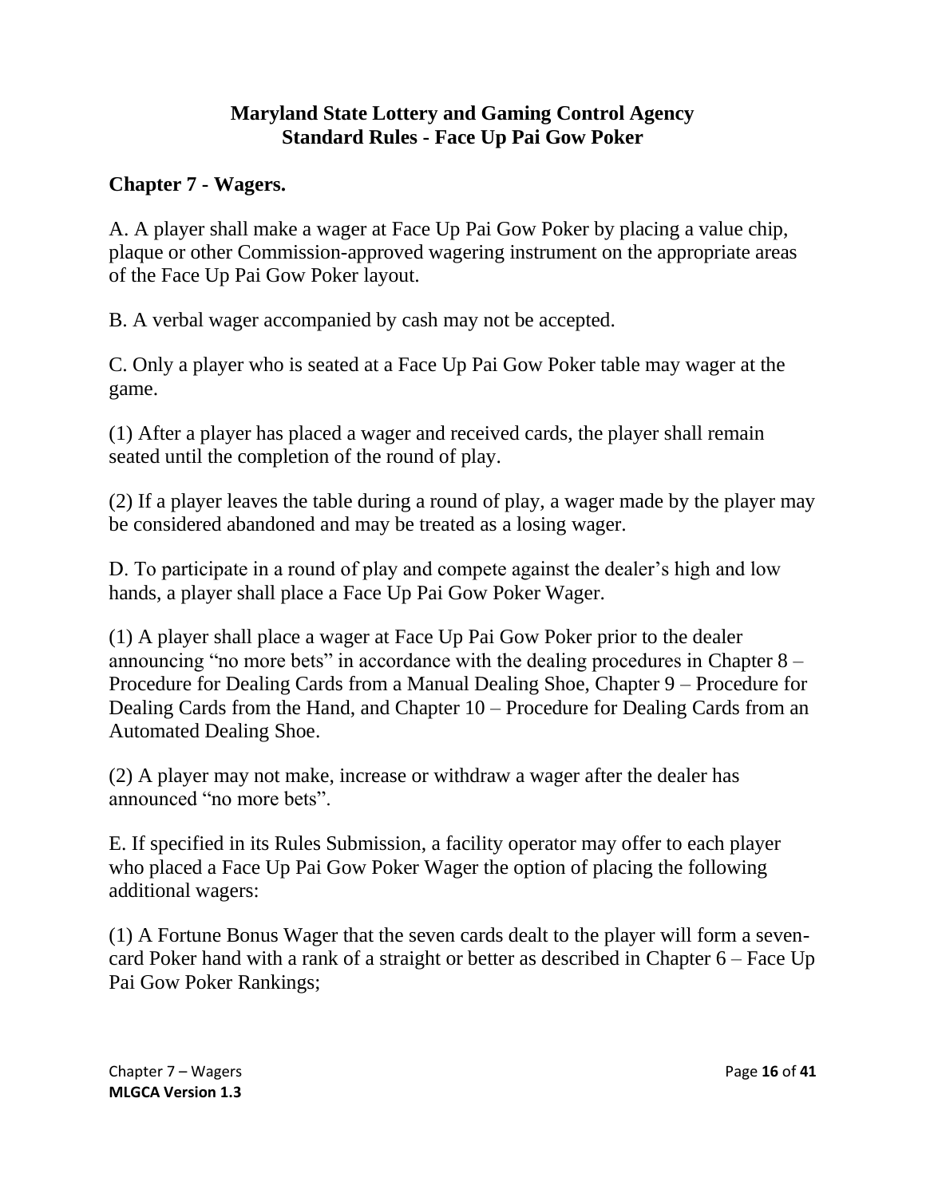**Maryland State Lottery and Gaming Control Agency**
**Standard Rules - Face Up Pai Gow Poker**

## Chapter 7 - Wagers.

A. A player shall make a wager at Face Up Pai Gow Poker by placing a value chip, plaque or other Commission-approved wagering instrument on the appropriate areas of the Face Up Pai Gow Poker layout.

B. A verbal wager accompanied by cash may not be accepted.

C. Only a player who is seated at a Face Up Pai Gow Poker table may wager at the game.

(1) After a player has placed a wager and received cards, the player shall remain seated until the completion of the round of play.

(2) If a player leaves the table during a round of play, a wager made by the player may be considered abandoned and may be treated as a losing wager.

D. To participate in a round of play and compete against the dealer's high and low hands, a player shall place a Face Up Pai Gow Poker Wager.

(1) A player shall place a wager at Face Up Pai Gow Poker prior to the dealer announcing "no more bets" in accordance with the dealing procedures in Chapter 8 – Procedure for Dealing Cards from a Manual Dealing Shoe, Chapter 9 – Procedure for Dealing Cards from the Hand, and Chapter 10 – Procedure for Dealing Cards from an Automated Dealing Shoe.

(2) A player may not make, increase or withdraw a wager after the dealer has announced "no more bets".

E. If specified in its Rules Submission, a facility operator may offer to each player who placed a Face Up Pai Gow Poker Wager the option of placing the following additional wagers:

(1) A Fortune Bonus Wager that the seven cards dealt to the player will form a seven-card Poker hand with a rank of a straight or better as described in Chapter 6 – Face Up Pai Gow Poker Rankings;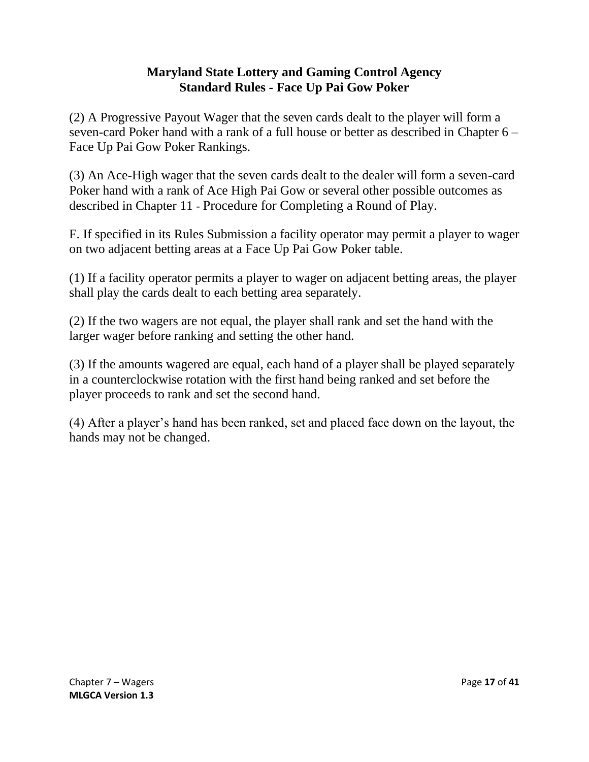(2) A Progressive Payout Wager that the seven cards dealt to the player will form a seven-card Poker hand with a rank of a full house or better as described in Chapter 6 – Face Up Pai Gow Poker Rankings.

(3) An Ace-High wager that the seven cards dealt to the dealer will form a seven-card Poker hand with a rank of Ace High Pai Gow or several other possible outcomes as described in Chapter 11 - Procedure for Completing a Round of Play.

F. If specified in its Rules Submission a facility operator may permit a player to wager on two adjacent betting areas at a Face Up Pai Gow Poker table.

(1) If a facility operator permits a player to wager on adjacent betting areas, the player shall play the cards dealt to each betting area separately.

(2) If the two wagers are not equal, the player shall rank and set the hand with the larger wager before ranking and setting the other hand.

(3) If the amounts wagered are equal, each hand of a player shall be played separately in a counterclockwise rotation with the first hand being ranked and set before the player proceeds to rank and set the second hand.

(4) After a player's hand has been ranked, set and placed face down on the layout, the hands may not be changed.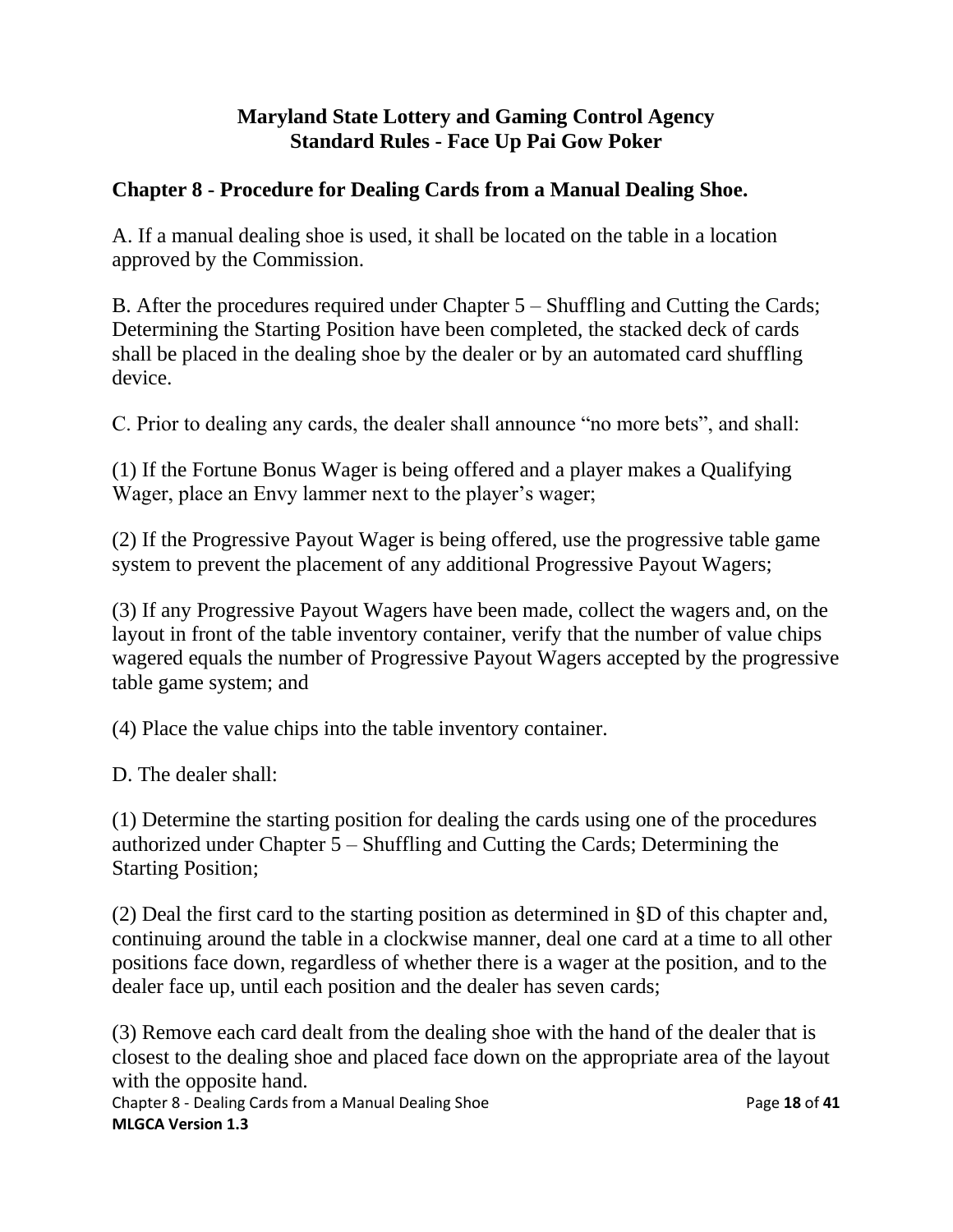# Maryland State Lottery and Gaming Control Agency
# Standard Rules - Face Up Pai Gow Poker

## Chapter 8 - Procedure for Dealing Cards from a Manual Dealing Shoe.

A. If a manual dealing shoe is used, it shall be located on the table in a location approved by the Commission.

B. After the procedures required under Chapter 5 – Shuffling and Cutting the Cards; Determining the Starting Position have been completed, the stacked deck of cards shall be placed in the dealing shoe by the dealer or by an automated card shuffling device.

C. Prior to dealing any cards, the dealer shall announce "no more bets", and shall:

(1) If the Fortune Bonus Wager is being offered and a player makes a Qualifying Wager, place an Envy lammer next to the player's wager;

(2) If the Progressive Payout Wager is being offered, use the progressive table game system to prevent the placement of any additional Progressive Payout Wagers;

(3) If any Progressive Payout Wagers have been made, collect the wagers and, on the layout in front of the table inventory container, verify that the number of value chips wagered equals the number of Progressive Payout Wagers accepted by the progressive table game system; and

(4) Place the value chips into the table inventory container.

D. The dealer shall:

(1) Determine the starting position for dealing the cards using one of the procedures authorized under Chapter 5 – Shuffling and Cutting the Cards; Determining the Starting Position;

(2) Deal the first card to the starting position as determined in §D of this chapter and, continuing around the table in a clockwise manner, deal one card at a time to all other positions face down, regardless of whether there is a wager at the position, and to the dealer face up, until each position and the dealer has seven cards;

(3) Remove each card dealt from the dealing shoe with the hand of the dealer that is closest to the dealing shoe and placed face down on the appropriate area of the layout with the opposite hand.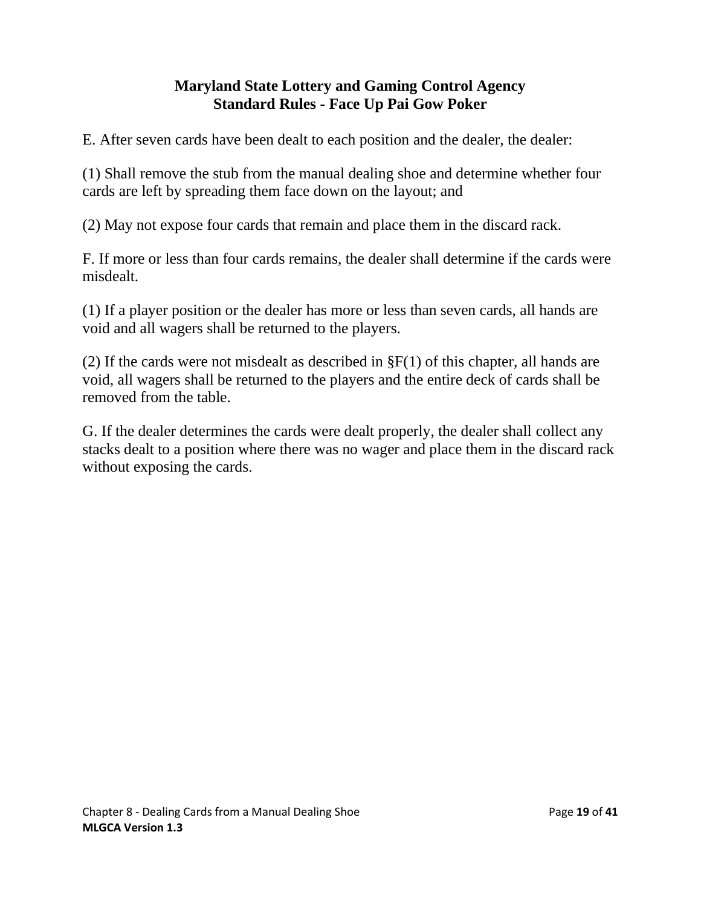E. After seven cards have been dealt to each position and the dealer, the dealer:

(1) Shall remove the stub from the manual dealing shoe and determine whether four cards are left by spreading them face down on the layout; and

(2) May not expose four cards that remain and place them in the discard rack.

F. If more or less than four cards remains, the dealer shall determine if the cards were misdealt.

(1) If a player position or the dealer has more or less than seven cards, all hands are void and all wagers shall be returned to the players.

(2) If the cards were not misdealt as described in §F(1) of this chapter, all hands are void, all wagers shall be returned to the players and the entire deck of cards shall be removed from the table.

G. If the dealer determines the cards were dealt properly, the dealer shall collect any stacks dealt to a position where there was no wager and place them in the discard rack without exposing the cards.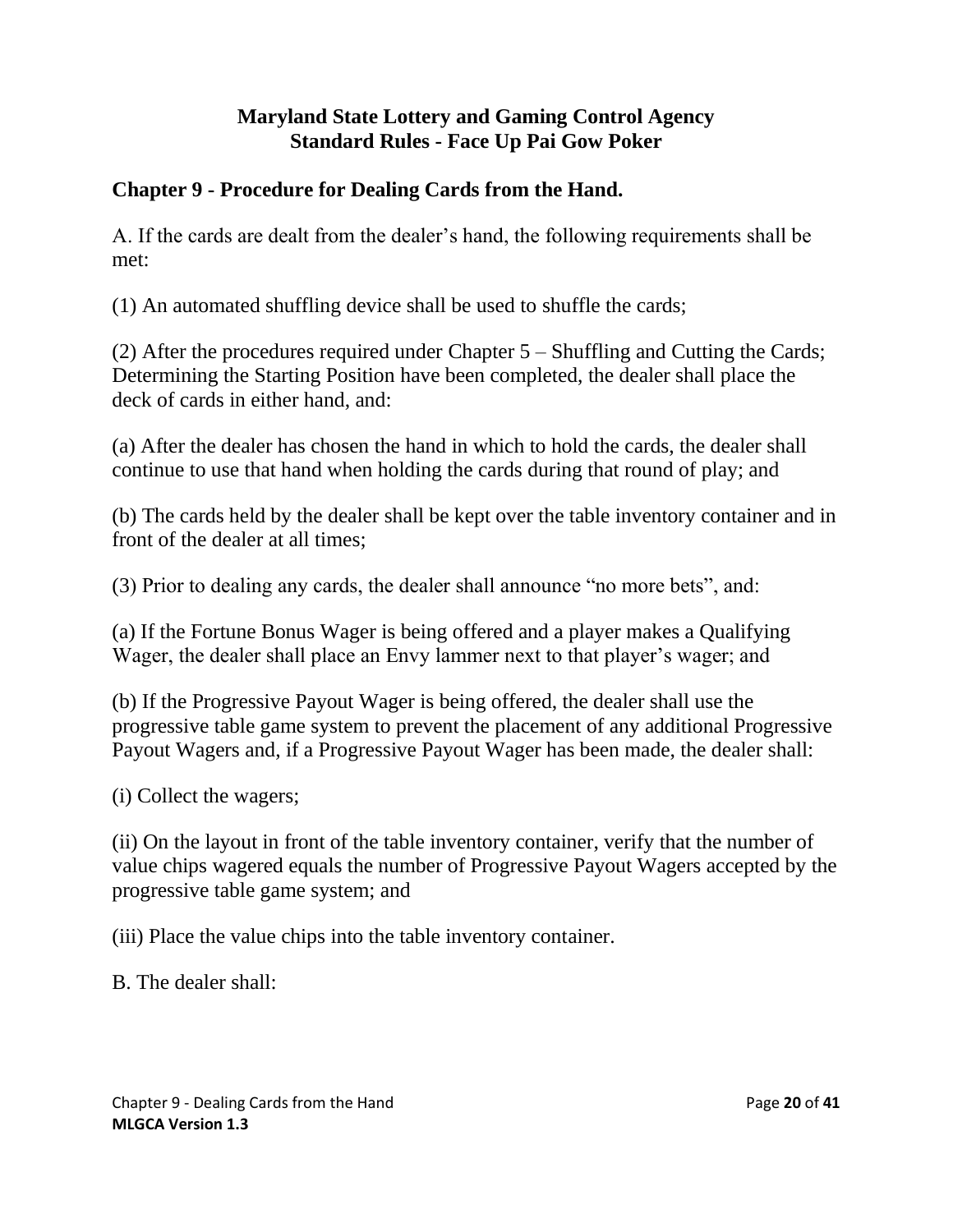**Maryland State Lottery and Gaming Control Agency**
**Standard Rules - Face Up Pai Gow Poker**

## Chapter 9 - Procedure for Dealing Cards from the Hand.

A. If the cards are dealt from the dealer's hand, the following requirements shall be met:

(1) An automated shuffling device shall be used to shuffle the cards;

(2) After the procedures required under Chapter 5 – Shuffling and Cutting the Cards; Determining the Starting Position have been completed, the dealer shall place the deck of cards in either hand, and:

(a) After the dealer has chosen the hand in which to hold the cards, the dealer shall continue to use that hand when holding the cards during that round of play; and

(b) The cards held by the dealer shall be kept over the table inventory container and in front of the dealer at all times;

(3) Prior to dealing any cards, the dealer shall announce "no more bets", and:

(a) If the Fortune Bonus Wager is being offered and a player makes a Qualifying Wager, the dealer shall place an Envy lammer next to that player's wager; and

(b) If the Progressive Payout Wager is being offered, the dealer shall use the progressive table game system to prevent the placement of any additional Progressive Payout Wagers and, if a Progressive Payout Wager has been made, the dealer shall:

(i) Collect the wagers;

(ii) On the layout in front of the table inventory container, verify that the number of value chips wagered equals the number of Progressive Payout Wagers accepted by the progressive table game system; and

(iii) Place the value chips into the table inventory container.

B. The dealer shall: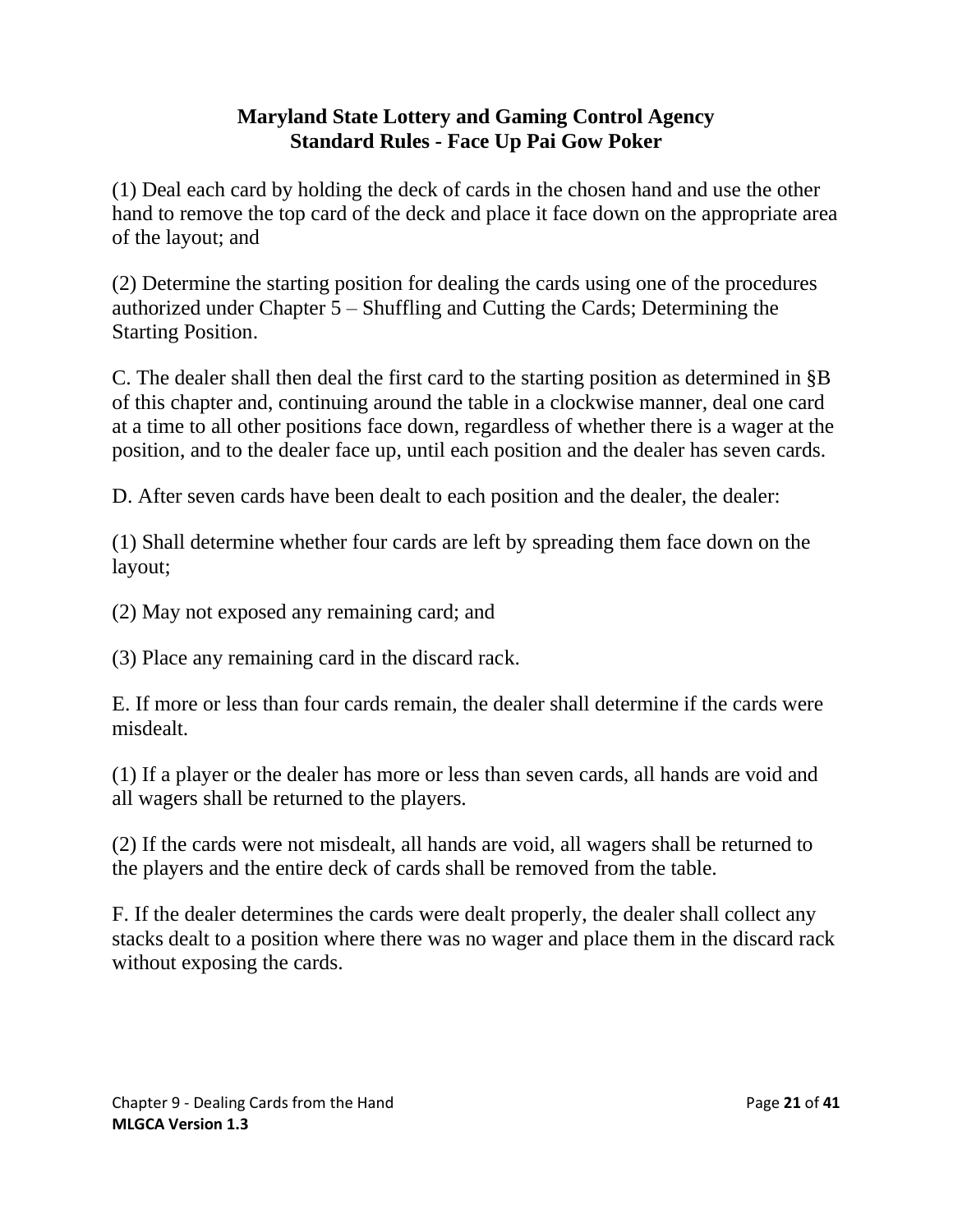# Maryland State Lottery and Gaming Control Agency
## Standard Rules - Face Up Pai Gow Poker

(1) Deal each card by holding the deck of cards in the chosen hand and use the other hand to remove the top card of the deck and place it face down on the appropriate area of the layout; and

(2) Determine the starting position for dealing the cards using one of the procedures authorized under Chapter 5 – Shuffling and Cutting the Cards; Determining the Starting Position.

C. The dealer shall then deal the first card to the starting position as determined in §B of this chapter and, continuing around the table in a clockwise manner, deal one card at a time to all other positions face down, regardless of whether there is a wager at the position, and to the dealer face up, until each position and the dealer has seven cards.

D. After seven cards have been dealt to each position and the dealer, the dealer:

(1) Shall determine whether four cards are left by spreading them face down on the layout;

(2) May not exposed any remaining card; and

(3) Place any remaining card in the discard rack.

E. If more or less than four cards remain, the dealer shall determine if the cards were misdealt.

(1) If a player or the dealer has more or less than seven cards, all hands are void and all wagers shall be returned to the players.

(2) If the cards were not misdealt, all hands are void, all wagers shall be returned to the players and the entire deck of cards shall be removed from the table.

F. If the dealer determines the cards were dealt properly, the dealer shall collect any stacks dealt to a position where there was no wager and place them in the discard rack without exposing the cards.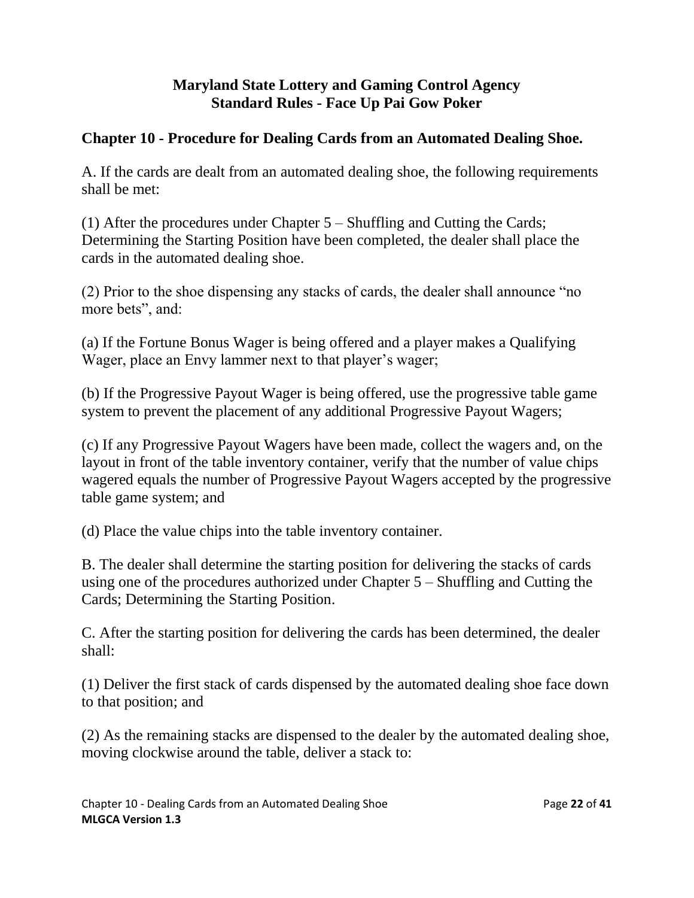**Maryland State Lottery and Gaming Control Agency**
**Standard Rules - Face Up Pai Gow Poker**

## Chapter 10 - Procedure for Dealing Cards from an Automated Dealing Shoe.

A. If the cards are dealt from an automated dealing shoe, the following requirements shall be met:

(1) After the procedures under Chapter 5 – Shuffling and Cutting the Cards; Determining the Starting Position have been completed, the dealer shall place the cards in the automated dealing shoe.

(2) Prior to the shoe dispensing any stacks of cards, the dealer shall announce "no more bets", and:

(a) If the Fortune Bonus Wager is being offered and a player makes a Qualifying Wager, place an Envy lammer next to that player's wager;

(b) If the Progressive Payout Wager is being offered, use the progressive table game system to prevent the placement of any additional Progressive Payout Wagers;

(c) If any Progressive Payout Wagers have been made, collect the wagers and, on the layout in front of the table inventory container, verify that the number of value chips wagered equals the number of Progressive Payout Wagers accepted by the progressive table game system; and

(d) Place the value chips into the table inventory container.

B. The dealer shall determine the starting position for delivering the stacks of cards using one of the procedures authorized under Chapter 5 – Shuffling and Cutting the Cards; Determining the Starting Position.

C. After the starting position for delivering the cards has been determined, the dealer shall:

(1) Deliver the first stack of cards dispensed by the automated dealing shoe face down to that position; and

(2) As the remaining stacks are dispensed to the dealer by the automated dealing shoe, moving clockwise around the table, deliver a stack to: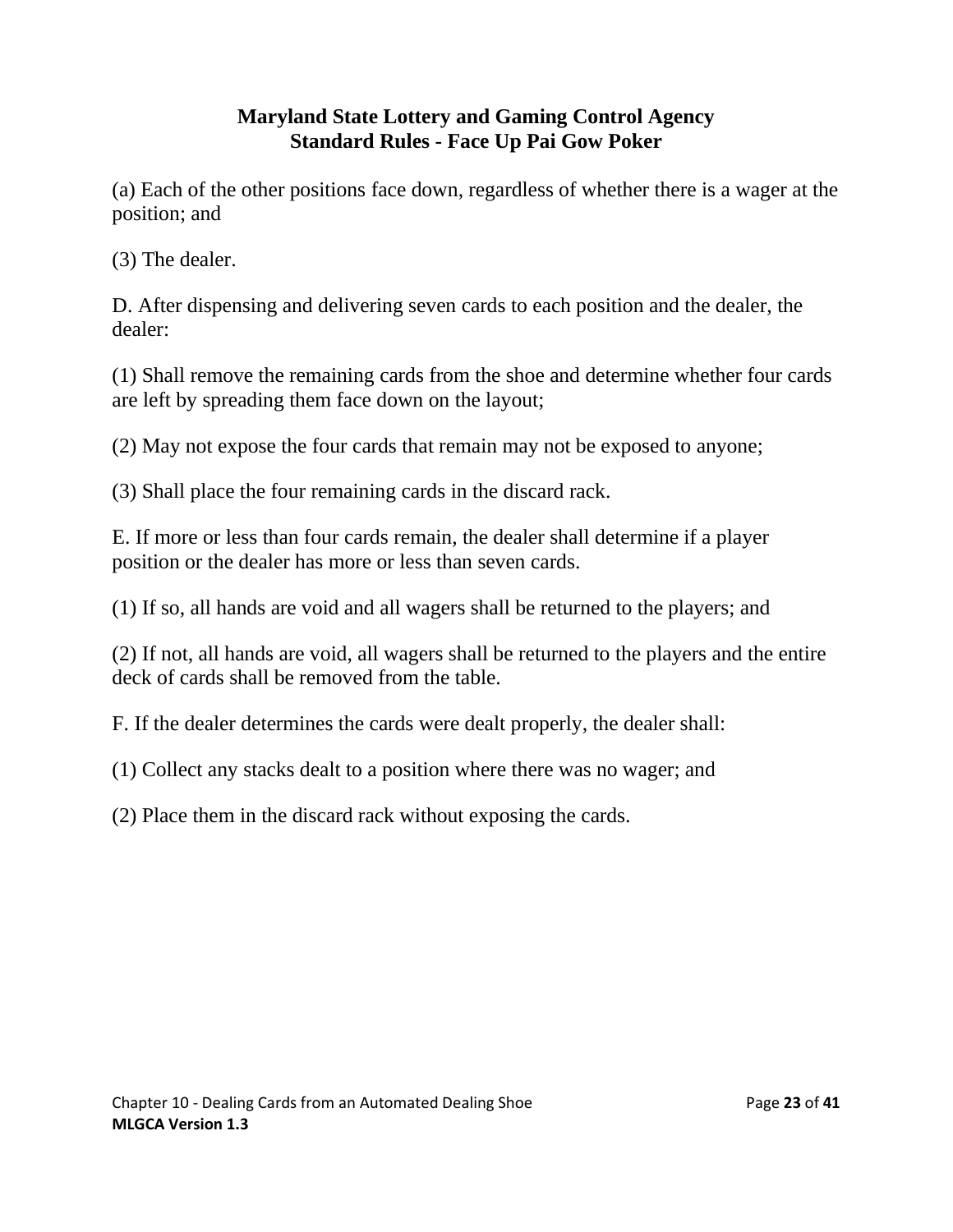(a) Each of the other positions face down, regardless of whether there is a wager at the position; and

(3) The dealer.

D. After dispensing and delivering seven cards to each position and the dealer, the dealer:

(1) Shall remove the remaining cards from the shoe and determine whether four cards are left by spreading them face down on the layout;

(2) May not expose the four cards that remain may not be exposed to anyone;

(3) Shall place the four remaining cards in the discard rack.

E. If more or less than four cards remain, the dealer shall determine if a player position or the dealer has more or less than seven cards.

(1) If so, all hands are void and all wagers shall be returned to the players; and

(2) If not, all hands are void, all wagers shall be returned to the players and the entire deck of cards shall be removed from the table.

F. If the dealer determines the cards were dealt properly, the dealer shall:

(1) Collect any stacks dealt to a position where there was no wager; and

(2) Place them in the discard rack without exposing the cards.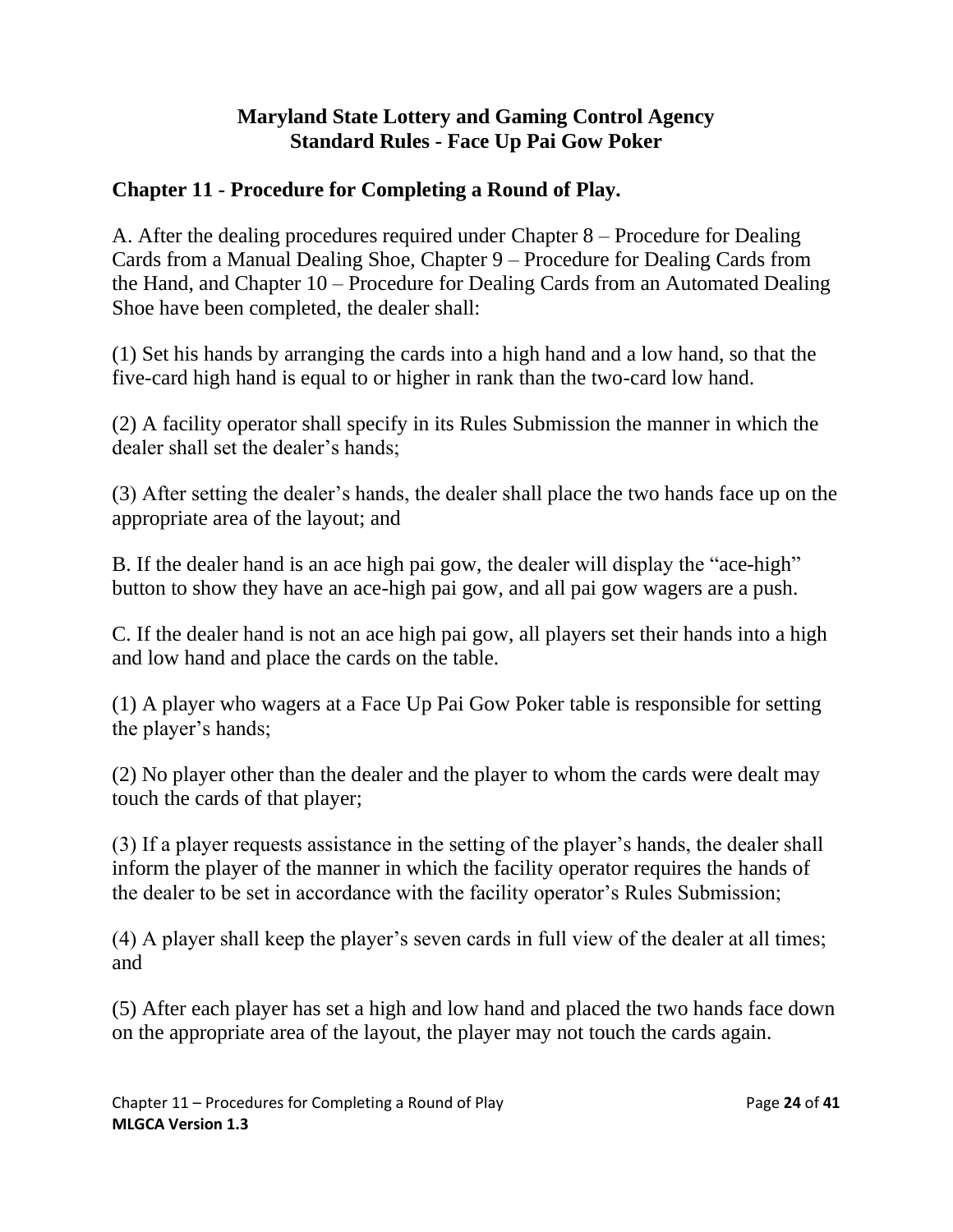# Maryland State Lottery and Gaming Control Agency
# Standard Rules - Face Up Pai Gow Poker

## Chapter 11 - Procedure for Completing a Round of Play.

A. After the dealing procedures required under Chapter 8 – Procedure for Dealing Cards from a Manual Dealing Shoe, Chapter 9 – Procedure for Dealing Cards from the Hand, and Chapter 10 – Procedure for Dealing Cards from an Automated Dealing Shoe have been completed, the dealer shall:

(1) Set his hands by arranging the cards into a high hand and a low hand, so that the five-card high hand is equal to or higher in rank than the two-card low hand.

(2) A facility operator shall specify in its Rules Submission the manner in which the dealer shall set the dealer's hands;

(3) After setting the dealer's hands, the dealer shall place the two hands face up on the appropriate area of the layout; and

B. If the dealer hand is an ace high pai gow, the dealer will display the "ace-high" button to show they have an ace-high pai gow, and all pai gow wagers are a push.

C. If the dealer hand is not an ace high pai gow, all players set their hands into a high and low hand and place the cards on the table.

(1) A player who wagers at a Face Up Pai Gow Poker table is responsible for setting the player's hands;

(2) No player other than the dealer and the player to whom the cards were dealt may touch the cards of that player;

(3) If a player requests assistance in the setting of the player's hands, the dealer shall inform the player of the manner in which the facility operator requires the hands of the dealer to be set in accordance with the facility operator's Rules Submission;

(4) A player shall keep the player's seven cards in full view of the dealer at all times; and

(5) After each player has set a high and low hand and placed the two hands face down on the appropriate area of the layout, the player may not touch the cards again.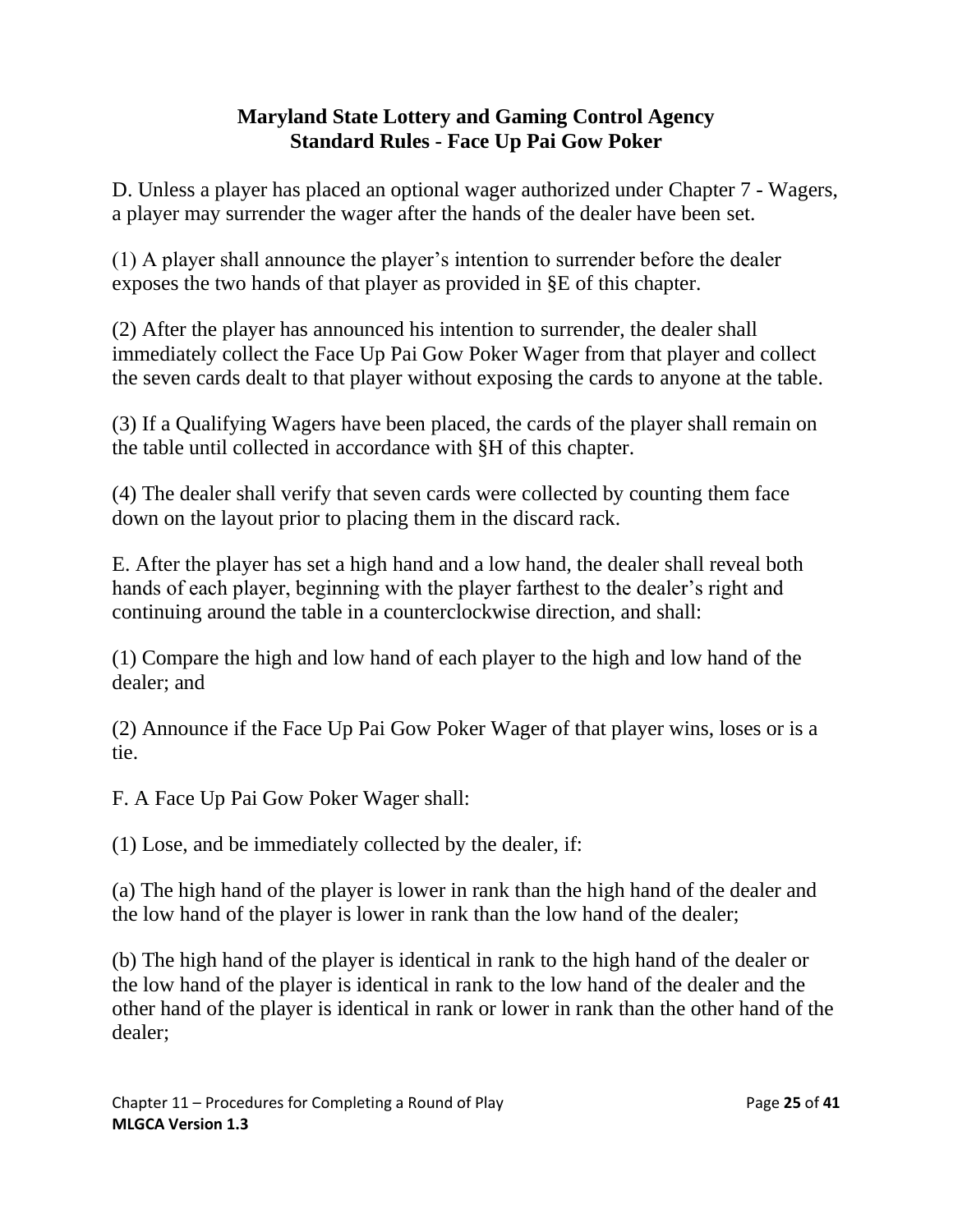D. Unless a player has placed an optional wager authorized under Chapter 7 - Wagers, a player may surrender the wager after the hands of the dealer have been set.

(1) A player shall announce the player's intention to surrender before the dealer exposes the two hands of that player as provided in §E of this chapter.

(2) After the player has announced his intention to surrender, the dealer shall immediately collect the Face Up Pai Gow Poker Wager from that player and collect the seven cards dealt to that player without exposing the cards to anyone at the table.

(3) If a Qualifying Wagers have been placed, the cards of the player shall remain on the table until collected in accordance with §H of this chapter.

(4) The dealer shall verify that seven cards were collected by counting them face down on the layout prior to placing them in the discard rack.

E. After the player has set a high hand and a low hand, the dealer shall reveal both hands of each player, beginning with the player farthest to the dealer's right and continuing around the table in a counterclockwise direction, and shall:

(1) Compare the high and low hand of each player to the high and low hand of the dealer; and

(2) Announce if the Face Up Pai Gow Poker Wager of that player wins, loses or is a tie.

F. A Face Up Pai Gow Poker Wager shall:

(1) Lose, and be immediately collected by the dealer, if:

(a) The high hand of the player is lower in rank than the high hand of the dealer and the low hand of the player is lower in rank than the low hand of the dealer;

(b) The high hand of the player is identical in rank to the high hand of the dealer or the low hand of the player is identical in rank to the low hand of the dealer and the other hand of the player is identical in rank or lower in rank than the other hand of the dealer;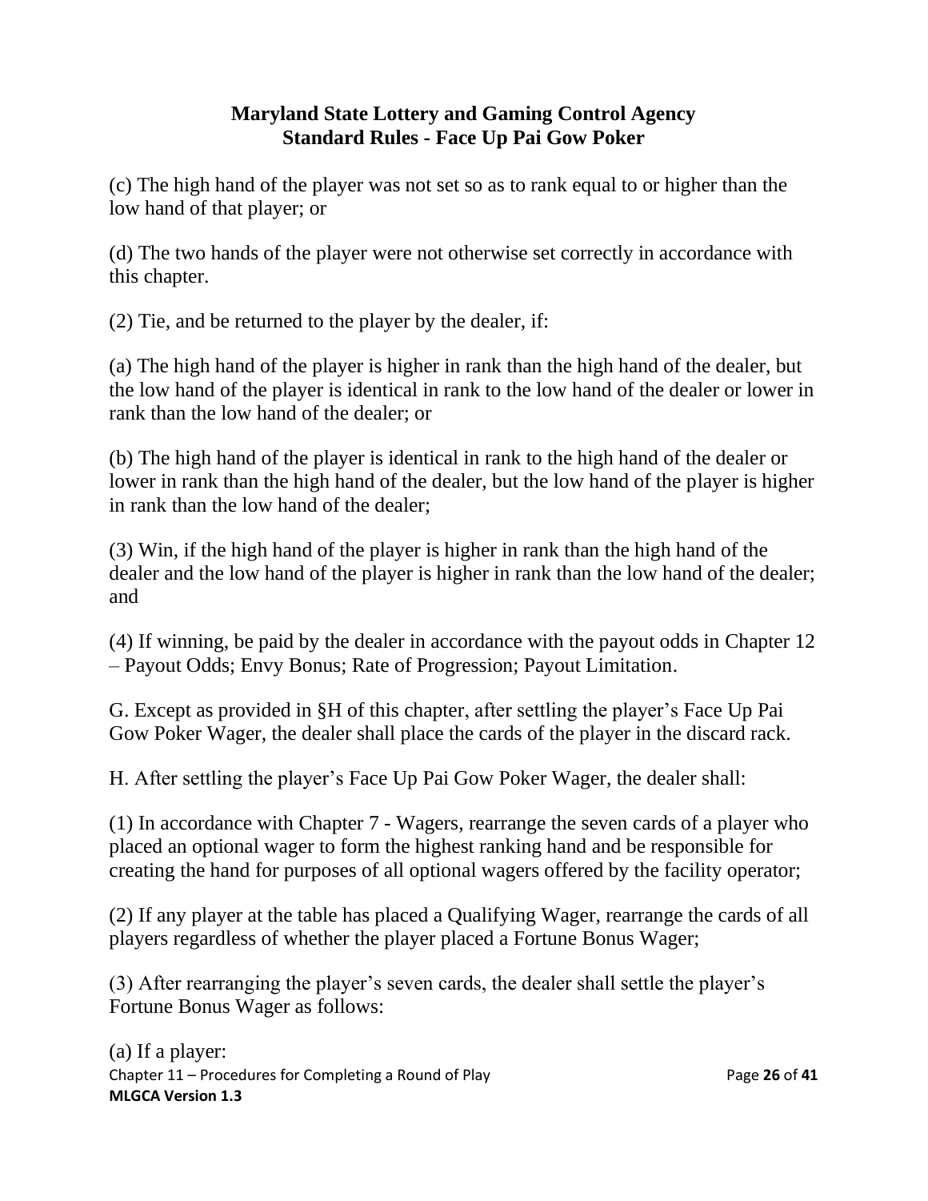(c) The high hand of the player was not set so as to rank equal to or higher than the low hand of that player; or

(d) The two hands of the player were not otherwise set correctly in accordance with this chapter.

(2) Tie, and be returned to the player by the dealer, if:

(a) The high hand of the player is higher in rank than the high hand of the dealer, but the low hand of the player is identical in rank to the low hand of the dealer or lower in rank than the low hand of the dealer; or

(b) The high hand of the player is identical in rank to the high hand of the dealer or lower in rank than the high hand of the dealer, but the low hand of the player is higher in rank than the low hand of the dealer;

(3) Win, if the high hand of the player is higher in rank than the high hand of the dealer and the low hand of the player is higher in rank than the low hand of the dealer; and

(4) If winning, be paid by the dealer in accordance with the payout odds in Chapter 12 – Payout Odds; Envy Bonus; Rate of Progression; Payout Limitation.

G. Except as provided in §H of this chapter, after settling the player's Face Up Pai Gow Poker Wager, the dealer shall place the cards of the player in the discard rack.

H. After settling the player's Face Up Pai Gow Poker Wager, the dealer shall:

(1) In accordance with Chapter 7 - Wagers, rearrange the seven cards of a player who placed an optional wager to form the highest ranking hand and be responsible for creating the hand for purposes of all optional wagers offered by the facility operator;

(2) If any player at the table has placed a Qualifying Wager, rearrange the cards of all players regardless of whether the player placed a Fortune Bonus Wager;

(3) After rearranging the player's seven cards, the dealer shall settle the player's Fortune Bonus Wager as follows:

(a) If a player: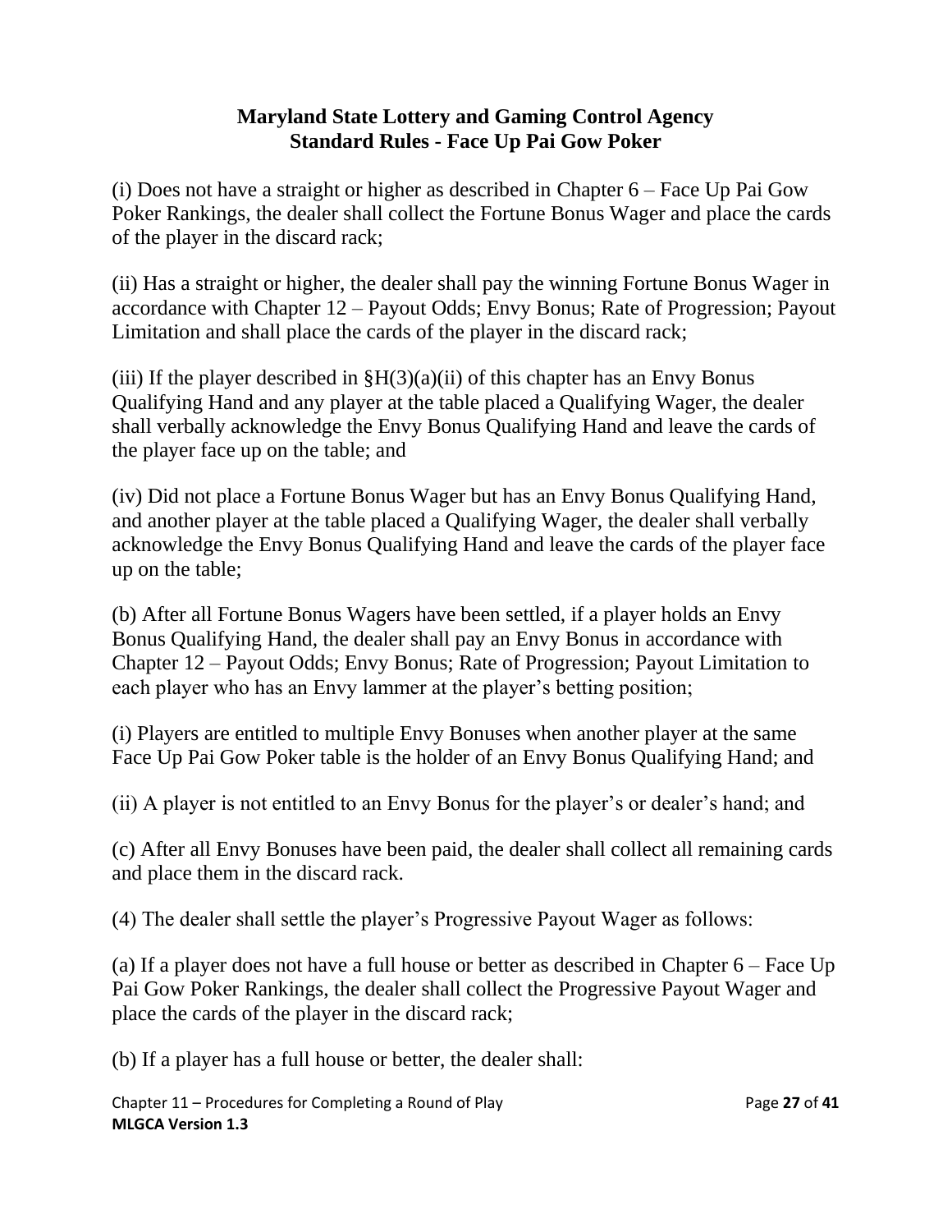(i) Does not have a straight or higher as described in Chapter 6 – Face Up Pai Gow Poker Rankings, the dealer shall collect the Fortune Bonus Wager and place the cards of the player in the discard rack;

(ii) Has a straight or higher, the dealer shall pay the winning Fortune Bonus Wager in accordance with Chapter 12 – Payout Odds; Envy Bonus; Rate of Progression; Payout Limitation and shall place the cards of the player in the discard rack;

(iii) If the player described in §H(3)(a)(ii) of this chapter has an Envy Bonus Qualifying Hand and any player at the table placed a Qualifying Wager, the dealer shall verbally acknowledge the Envy Bonus Qualifying Hand and leave the cards of the player face up on the table; and

(iv) Did not place a Fortune Bonus Wager but has an Envy Bonus Qualifying Hand, and another player at the table placed a Qualifying Wager, the dealer shall verbally acknowledge the Envy Bonus Qualifying Hand and leave the cards of the player face up on the table;

(b) After all Fortune Bonus Wagers have been settled, if a player holds an Envy Bonus Qualifying Hand, the dealer shall pay an Envy Bonus in accordance with Chapter 12 – Payout Odds; Envy Bonus; Rate of Progression; Payout Limitation to each player who has an Envy lammer at the player's betting position;

(i) Players are entitled to multiple Envy Bonuses when another player at the same Face Up Pai Gow Poker table is the holder of an Envy Bonus Qualifying Hand; and

(ii) A player is not entitled to an Envy Bonus for the player's or dealer's hand; and

(c) After all Envy Bonuses have been paid, the dealer shall collect all remaining cards and place them in the discard rack.

(4) The dealer shall settle the player's Progressive Payout Wager as follows:

(a) If a player does not have a full house or better as described in Chapter 6 – Face Up Pai Gow Poker Rankings, the dealer shall collect the Progressive Payout Wager and place the cards of the player in the discard rack;

(b) If a player has a full house or better, the dealer shall: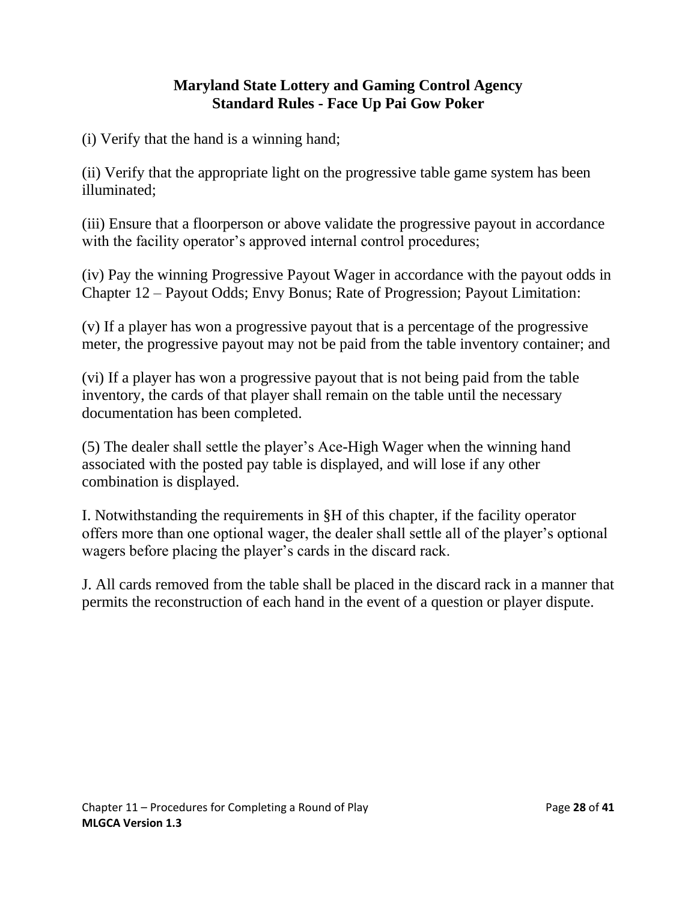(i) Verify that the hand is a winning hand;

(ii) Verify that the appropriate light on the progressive table game system has been illuminated;

(iii) Ensure that a floorperson or above validate the progressive payout in accordance with the facility operator's approved internal control procedures;

(iv) Pay the winning Progressive Payout Wager in accordance with the payout odds in Chapter 12 – Payout Odds; Envy Bonus; Rate of Progression; Payout Limitation:

(v) If a player has won a progressive payout that is a percentage of the progressive meter, the progressive payout may not be paid from the table inventory container; and

(vi) If a player has won a progressive payout that is not being paid from the table inventory, the cards of that player shall remain on the table until the necessary documentation has been completed.

(5) The dealer shall settle the player's Ace-High Wager when the winning hand associated with the posted pay table is displayed, and will lose if any other combination is displayed.

I. Notwithstanding the requirements in §H of this chapter, if the facility operator offers more than one optional wager, the dealer shall settle all of the player's optional wagers before placing the player's cards in the discard rack.

J. All cards removed from the table shall be placed in the discard rack in a manner that permits the reconstruction of each hand in the event of a question or player dispute.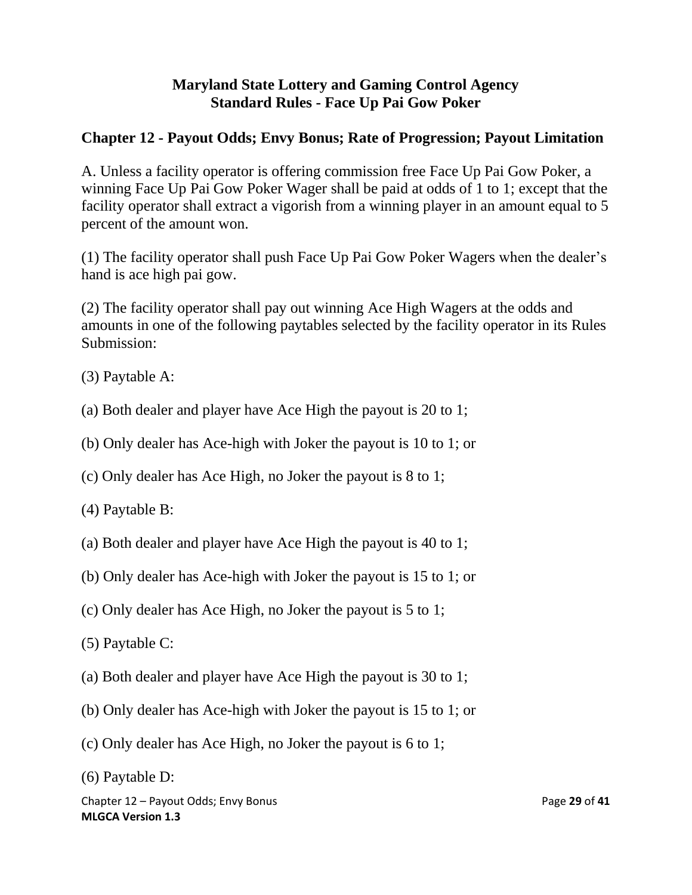**Maryland State Lottery and Gaming Control Agency**
**Standard Rules - Face Up Pai Gow Poker**

## Chapter 12 - Payout Odds; Envy Bonus; Rate of Progression; Payout Limitation

A. Unless a facility operator is offering commission free Face Up Pai Gow Poker, a winning Face Up Pai Gow Poker Wager shall be paid at odds of 1 to 1; except that the facility operator shall extract a vigorish from a winning player in an amount equal to 5 percent of the amount won.

(1) The facility operator shall push Face Up Pai Gow Poker Wagers when the dealer's hand is ace high pai gow.

(2) The facility operator shall pay out winning Ace High Wagers at the odds and amounts in one of the following paytables selected by the facility operator in its Rules Submission:

(3) Paytable A:

(a) Both dealer and player have Ace High the payout is 20 to 1;

(b) Only dealer has Ace-high with Joker the payout is 10 to 1; or

(c) Only dealer has Ace High, no Joker the payout is 8 to 1;

(4) Paytable B:

(a) Both dealer and player have Ace High the payout is 40 to 1;

(b) Only dealer has Ace-high with Joker the payout is 15 to 1; or

(c) Only dealer has Ace High, no Joker the payout is 5 to 1;

(5) Paytable C:

(a) Both dealer and player have Ace High the payout is 30 to 1;

(b) Only dealer has Ace-high with Joker the payout is 15 to 1; or

(c) Only dealer has Ace High, no Joker the payout is 6 to 1;

(6) Paytable D: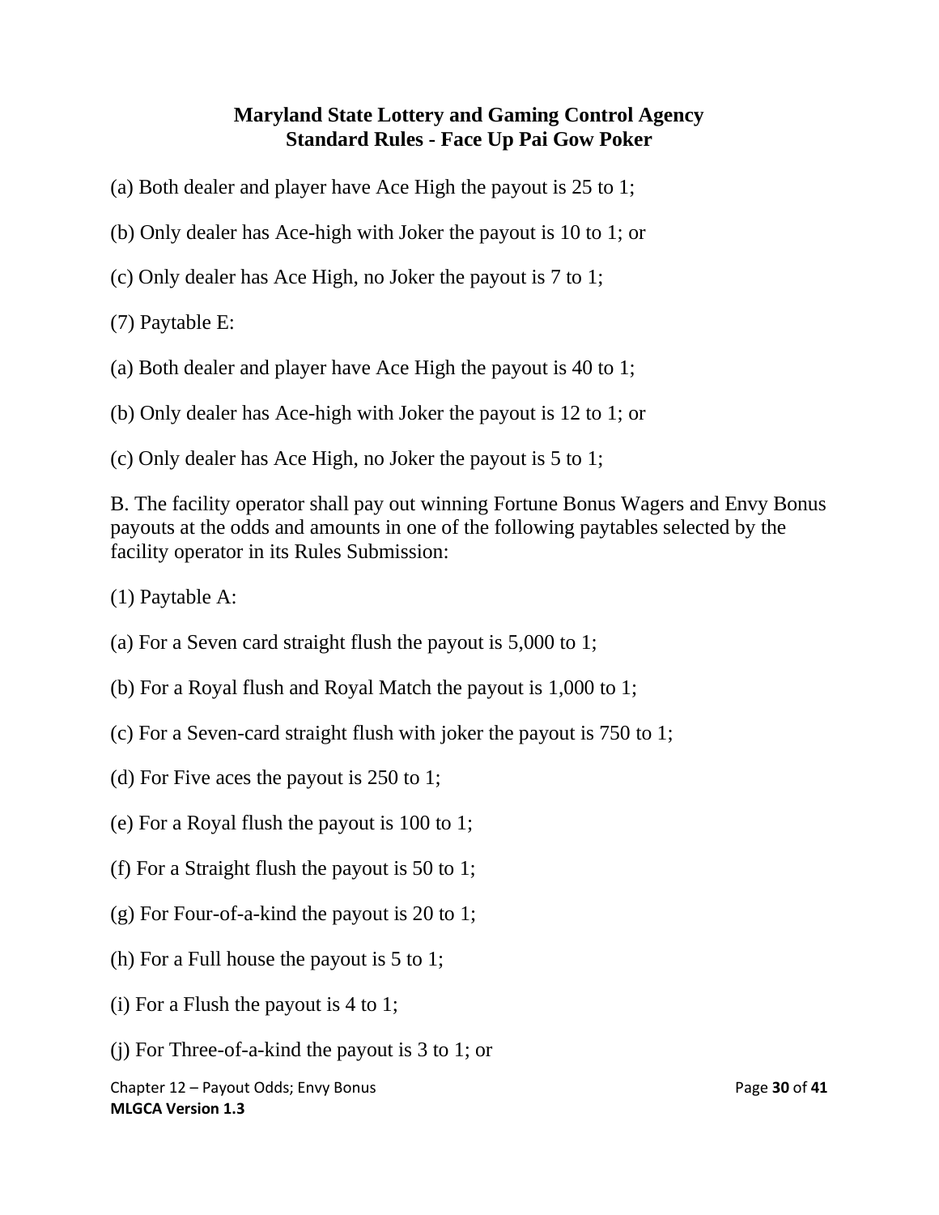(a) Both dealer and player have Ace High the payout is 25 to 1;

(b) Only dealer has Ace-high with Joker the payout is 10 to 1; or

(c) Only dealer has Ace High, no Joker the payout is 7 to 1;

(7) Paytable E:

(a) Both dealer and player have Ace High the payout is 40 to 1;

(b) Only dealer has Ace-high with Joker the payout is 12 to 1; or

(c) Only dealer has Ace High, no Joker the payout is 5 to 1;

B. The facility operator shall pay out winning Fortune Bonus Wagers and Envy Bonus payouts at the odds and amounts in one of the following paytables selected by the facility operator in its Rules Submission:

(1) Paytable A:

(a) For a Seven card straight flush the payout is 5,000 to 1;

(b) For a Royal flush and Royal Match the payout is 1,000 to 1;

(c) For a Seven-card straight flush with joker the payout is 750 to 1;

(d) For Five aces the payout is 250 to 1;

(e) For a Royal flush the payout is 100 to 1;

(f) For a Straight flush the payout is 50 to 1;

(g) For Four-of-a-kind the payout is 20 to 1;

(h) For a Full house the payout is 5 to 1;

(i) For a Flush the payout is 4 to 1;

(j) For Three-of-a-kind the payout is 3 to 1; or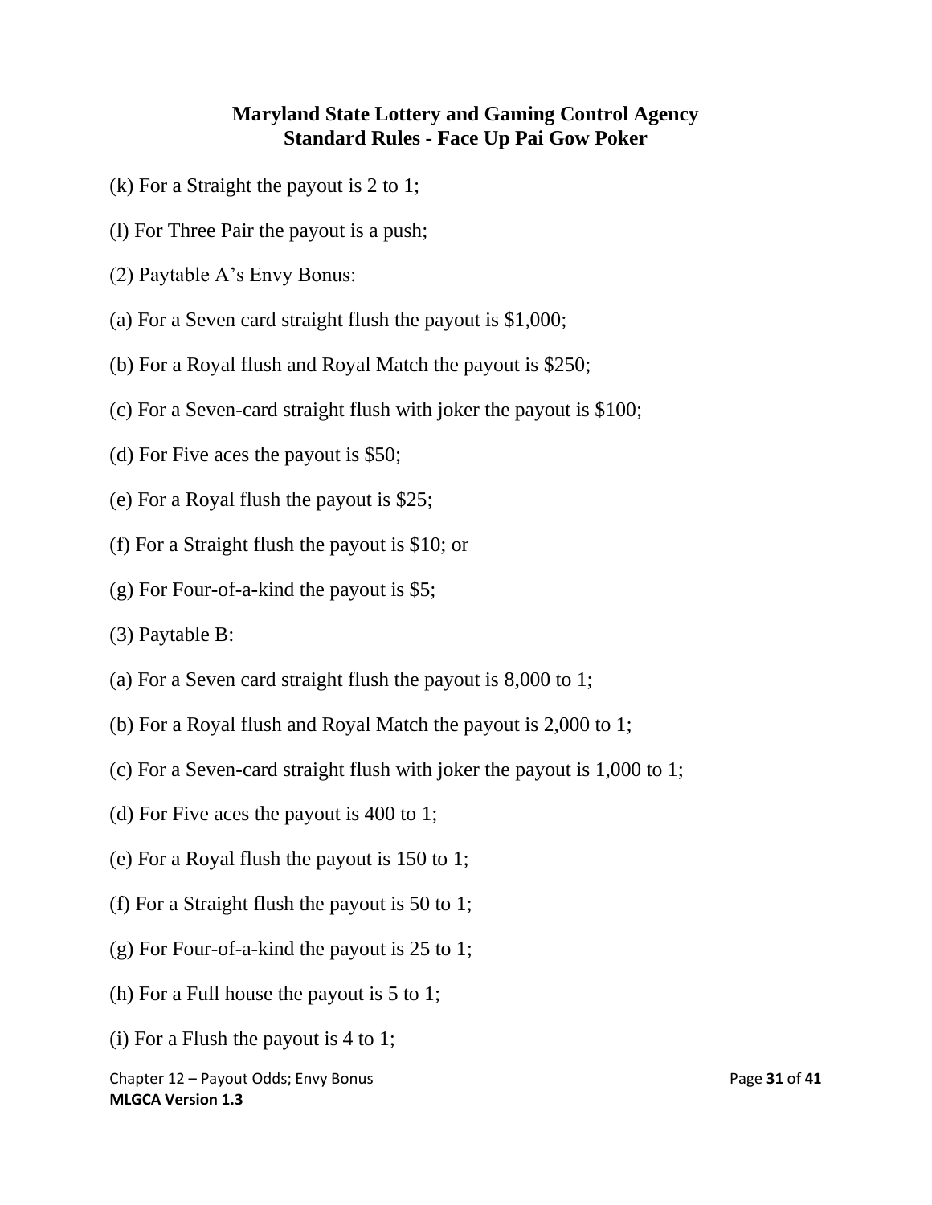(k) For a Straight the payout is 2 to 1;

(l) For Three Pair the payout is a push;

(2) Paytable A's Envy Bonus:

(a) For a Seven card straight flush the payout is $1,000;

(b) For a Royal flush and Royal Match the payout is $250;

(c) For a Seven-card straight flush with joker the payout is $100;

(d) For Five aces the payout is $50;

(e) For a Royal flush the payout is $25;

(f) For a Straight flush the payout is $10; or

(g) For Four-of-a-kind the payout is $5;

(3) Paytable B:

(a) For a Seven card straight flush the payout is 8,000 to 1;

(b) For a Royal flush and Royal Match the payout is 2,000 to 1;

(c) For a Seven-card straight flush with joker the payout is 1,000 to 1;

(d) For Five aces the payout is 400 to 1;

(e) For a Royal flush the payout is 150 to 1;

(f) For a Straight flush the payout is 50 to 1;

(g) For Four-of-a-kind the payout is 25 to 1;

(h) For a Full house the payout is 5 to 1;

(i) For a Flush the payout is 4 to 1;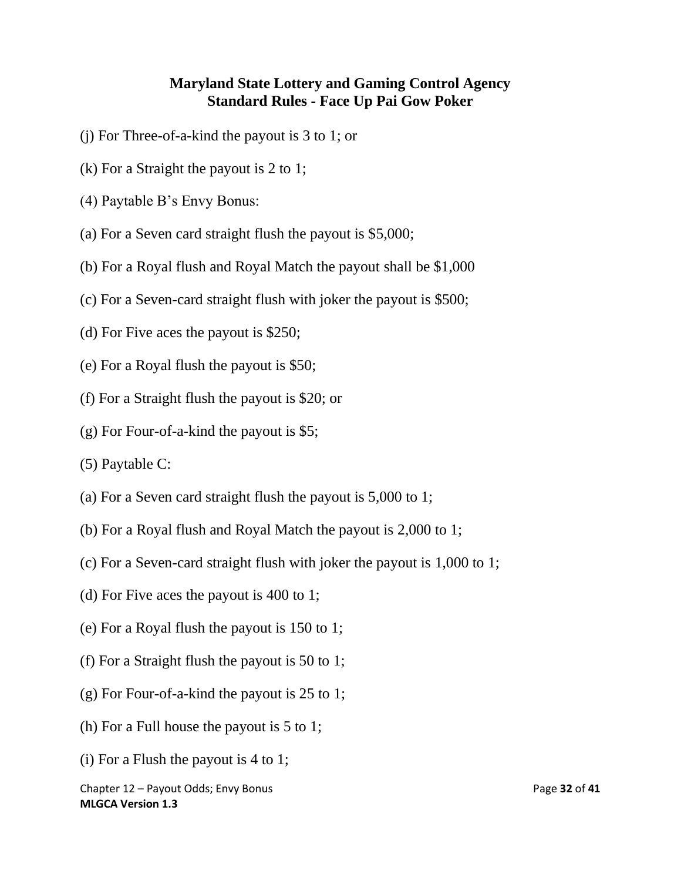(j) For Three-of-a-kind the payout is 3 to 1; or

(k) For a Straight the payout is 2 to 1;

(4) Paytable B's Envy Bonus:

(a) For a Seven card straight flush the payout is $5,000;

(b) For a Royal flush and Royal Match the payout shall be $1,000

(c) For a Seven-card straight flush with joker the payout is $500;

(d) For Five aces the payout is $250;

(e) For a Royal flush the payout is $50;

(f) For a Straight flush the payout is $20; or

(g) For Four-of-a-kind the payout is $5;

(5) Paytable C:

(a) For a Seven card straight flush the payout is 5,000 to 1;

(b) For a Royal flush and Royal Match the payout is 2,000 to 1;

(c) For a Seven-card straight flush with joker the payout is 1,000 to 1;

(d) For Five aces the payout is 400 to 1;

(e) For a Royal flush the payout is 150 to 1;

(f) For a Straight flush the payout is 50 to 1;

(g) For Four-of-a-kind the payout is 25 to 1;

(h) For a Full house the payout is 5 to 1;

(i) For a Flush the payout is 4 to 1;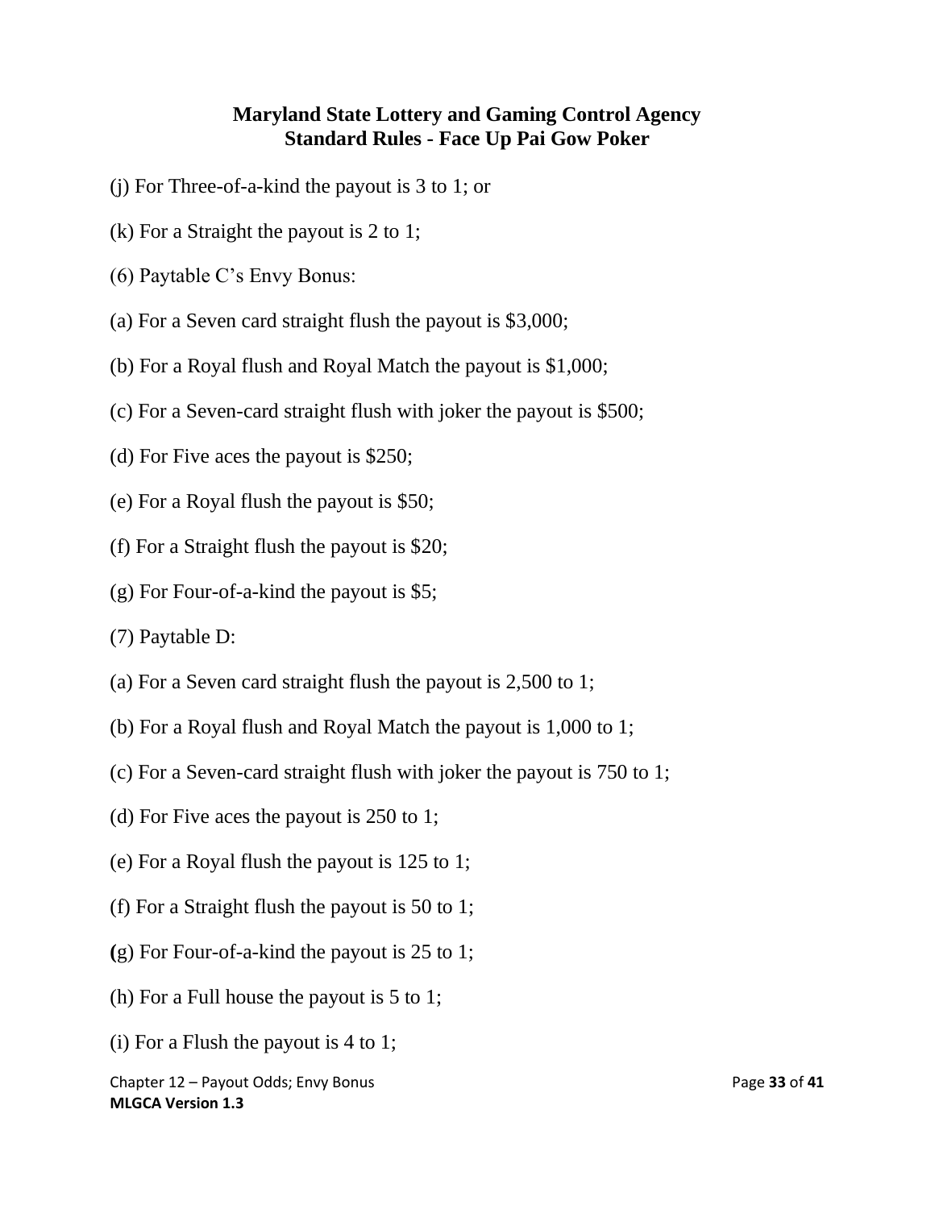(j) For Three-of-a-kind the payout is 3 to 1; or

(k) For a Straight the payout is 2 to 1;

(6) Paytable C's Envy Bonus:

(a) For a Seven card straight flush the payout is $3,000;

(b) For a Royal flush and Royal Match the payout is $1,000;

(c) For a Seven-card straight flush with joker the payout is $500;

(d) For Five aces the payout is $250;

(e) For a Royal flush the payout is $50;

(f) For a Straight flush the payout is $20;

(g) For Four-of-a-kind the payout is $5;

(7) Paytable D:

(a) For a Seven card straight flush the payout is 2,500 to 1;

(b) For a Royal flush and Royal Match the payout is 1,000 to 1;

(c) For a Seven-card straight flush with joker the payout is 750 to 1;

(d) For Five aces the payout is 250 to 1;

(e) For a Royal flush the payout is 125 to 1;

(f) For a Straight flush the payout is 50 to 1;

(g) For Four-of-a-kind the payout is 25 to 1;

(h) For a Full house the payout is 5 to 1;

(i) For a Flush the payout is 4 to 1;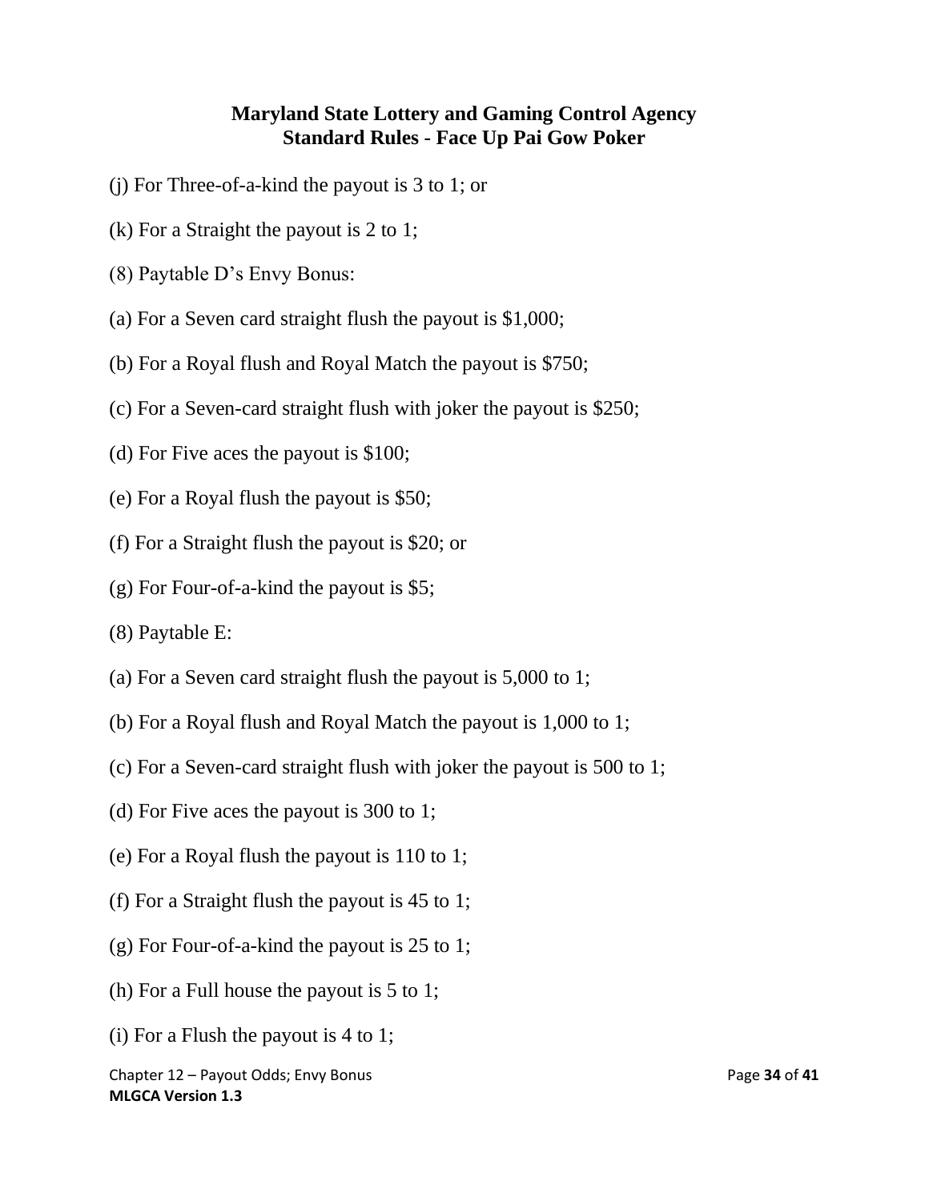(j) For Three-of-a-kind the payout is 3 to 1; or

(k) For a Straight the payout is 2 to 1;

(8) Paytable D's Envy Bonus:

(a) For a Seven card straight flush the payout is $1,000;

(b) For a Royal flush and Royal Match the payout is $750;

(c) For a Seven-card straight flush with joker the payout is $250;

(d) For Five aces the payout is $100;

(e) For a Royal flush the payout is $50;

(f) For a Straight flush the payout is $20; or

(g) For Four-of-a-kind the payout is $5;

(8) Paytable E:

(a) For a Seven card straight flush the payout is 5,000 to 1;

(b) For a Royal flush and Royal Match the payout is 1,000 to 1;

(c) For a Seven-card straight flush with joker the payout is 500 to 1;

(d) For Five aces the payout is 300 to 1;

(e) For a Royal flush the payout is 110 to 1;

(f) For a Straight flush the payout is 45 to 1;

(g) For Four-of-a-kind the payout is 25 to 1;

(h) For a Full house the payout is 5 to 1;

(i) For a Flush the payout is 4 to 1;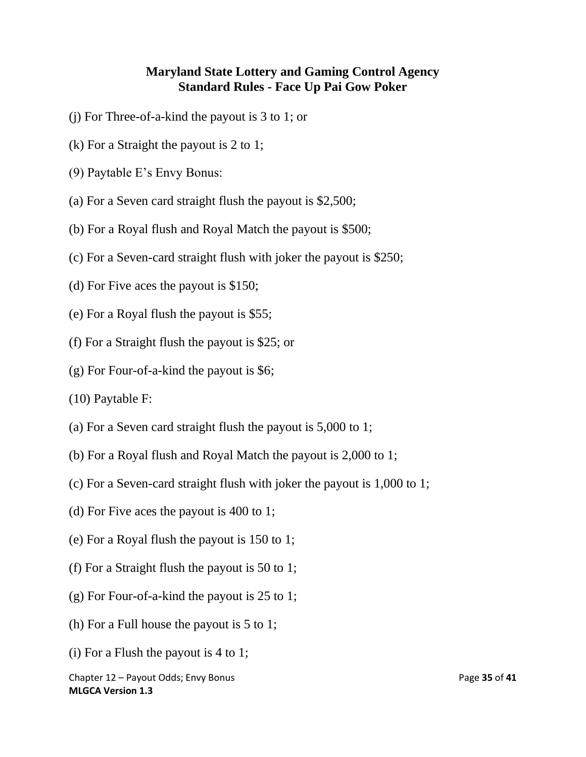(j) For Three-of-a-kind the payout is 3 to 1; or

(k) For a Straight the payout is 2 to 1;

(9) Paytable E's Envy Bonus:

(a) For a Seven card straight flush the payout is $2,500;

(b) For a Royal flush and Royal Match the payout is $500;

(c) For a Seven-card straight flush with joker the payout is $250;

(d) For Five aces the payout is $150;

(e) For a Royal flush the payout is $55;

(f) For a Straight flush the payout is $25; or

(g) For Four-of-a-kind the payout is $6;

(10) Paytable F:

(a) For a Seven card straight flush the payout is 5,000 to 1;

(b) For a Royal flush and Royal Match the payout is 2,000 to 1;

(c) For a Seven-card straight flush with joker the payout is 1,000 to 1;

(d) For Five aces the payout is 400 to 1;

(e) For a Royal flush the payout is 150 to 1;

(f) For a Straight flush the payout is 50 to 1;

(g) For Four-of-a-kind the payout is 25 to 1;

(h) For a Full house the payout is 5 to 1;

(i) For a Flush the payout is 4 to 1;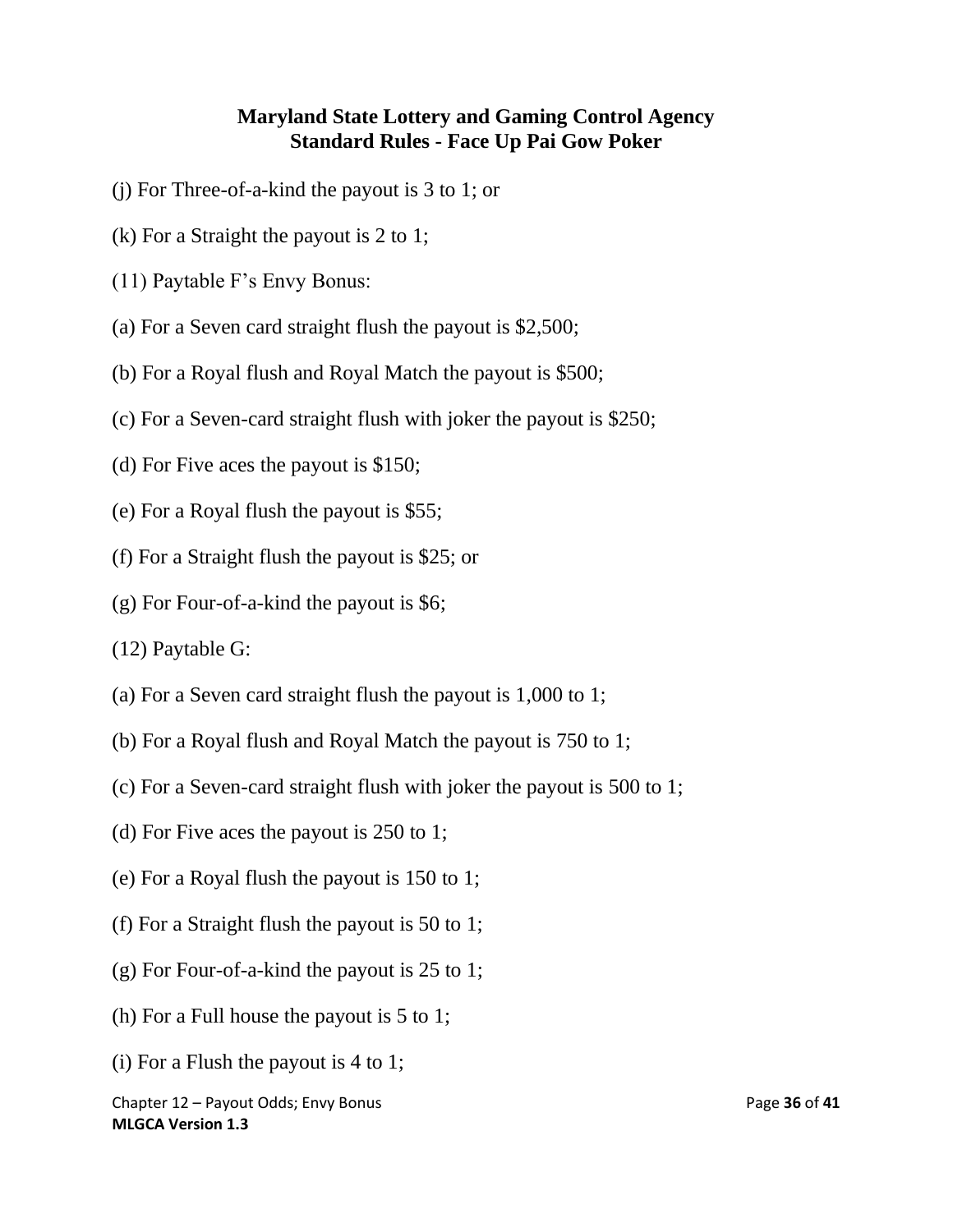(j) For Three-of-a-kind the payout is 3 to 1; or

(k) For a Straight the payout is 2 to 1;

(11) Paytable F's Envy Bonus:

(a) For a Seven card straight flush the payout is $2,500;

(b) For a Royal flush and Royal Match the payout is $500;

(c) For a Seven-card straight flush with joker the payout is $250;

(d) For Five aces the payout is $150;

(e) For a Royal flush the payout is $55;

(f) For a Straight flush the payout is $25; or

(g) For Four-of-a-kind the payout is $6;

(12) Paytable G:

(a) For a Seven card straight flush the payout is 1,000 to 1;

(b) For a Royal flush and Royal Match the payout is 750 to 1;

(c) For a Seven-card straight flush with joker the payout is 500 to 1;

(d) For Five aces the payout is 250 to 1;

(e) For a Royal flush the payout is 150 to 1;

(f) For a Straight flush the payout is 50 to 1;

(g) For Four-of-a-kind the payout is 25 to 1;

(h) For a Full house the payout is 5 to 1;

(i) For a Flush the payout is 4 to 1;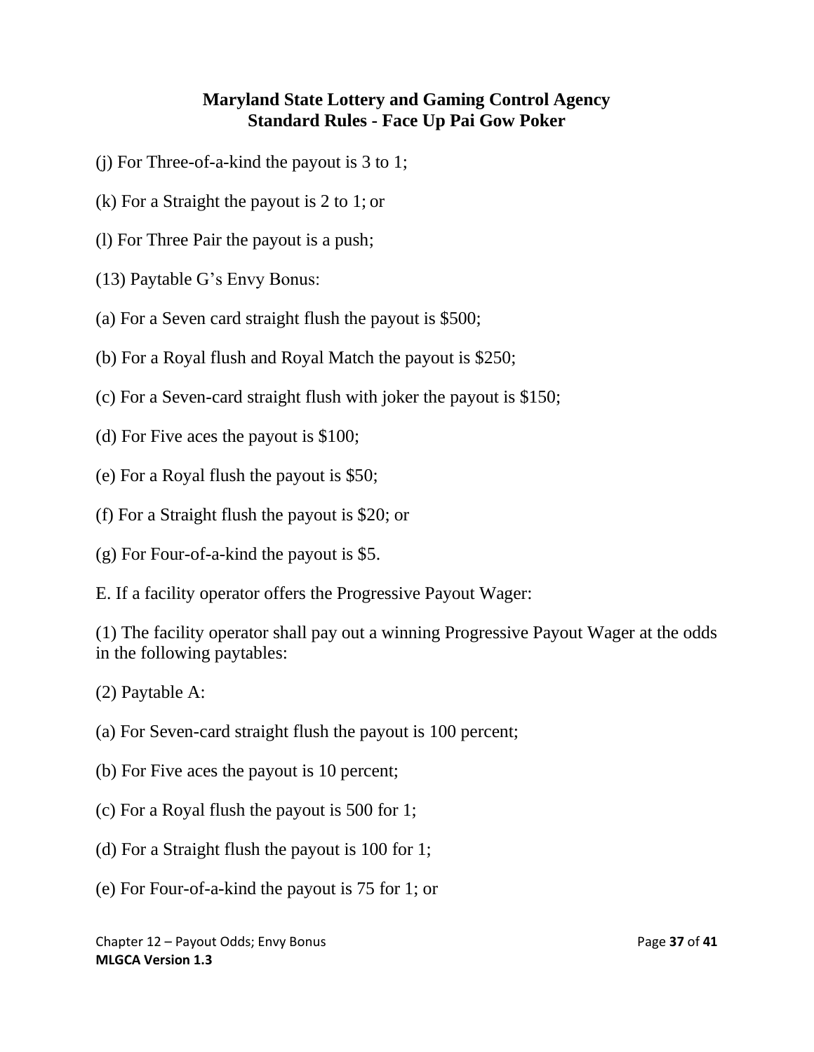(j) For Three-of-a-kind the payout is 3 to 1;

(k) For a Straight the payout is 2 to 1; or

(l) For Three Pair the payout is a push;

(13) Paytable G's Envy Bonus:

(a) For a Seven card straight flush the payout is $500;

(b) For a Royal flush and Royal Match the payout is $250;

(c) For a Seven-card straight flush with joker the payout is $150;

(d) For Five aces the payout is $100;

(e) For a Royal flush the payout is $50;

(f) For a Straight flush the payout is $20; or

(g) For Four-of-a-kind the payout is $5.

E. If a facility operator offers the Progressive Payout Wager:

(1) The facility operator shall pay out a winning Progressive Payout Wager at the odds in the following paytables:

(2) Paytable A:

(a) For Seven-card straight flush the payout is 100 percent;

(b) For Five aces the payout is 10 percent;

(c) For a Royal flush the payout is 500 for 1;

(d) For a Straight flush the payout is 100 for 1;

(e) For Four-of-a-kind the payout is 75 for 1; or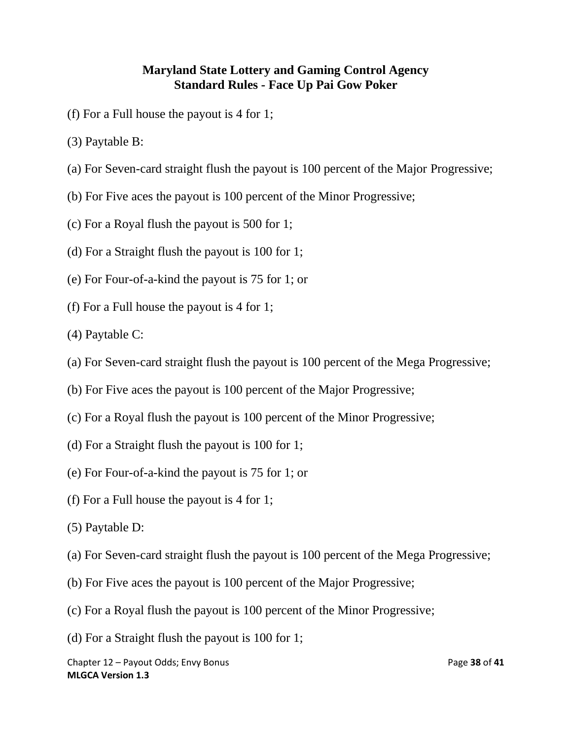(f) For a Full house the payout is 4 for 1;

(3) Paytable B:

(a) For Seven-card straight flush the payout is 100 percent of the Major Progressive;

(b) For Five aces the payout is 100 percent of the Minor Progressive;

(c) For a Royal flush the payout is 500 for 1;

(d) For a Straight flush the payout is 100 for 1;

(e) For Four-of-a-kind the payout is 75 for 1; or

(f) For a Full house the payout is 4 for 1;

(4) Paytable C:

(a) For Seven-card straight flush the payout is 100 percent of the Mega Progressive;

(b) For Five aces the payout is 100 percent of the Major Progressive;

(c) For a Royal flush the payout is 100 percent of the Minor Progressive;

(d) For a Straight flush the payout is 100 for 1;

(e) For Four-of-a-kind the payout is 75 for 1; or

(f) For a Full house the payout is 4 for 1;

(5) Paytable D:

(a) For Seven-card straight flush the payout is 100 percent of the Mega Progressive;

(b) For Five aces the payout is 100 percent of the Major Progressive;

(c) For a Royal flush the payout is 100 percent of the Minor Progressive;

(d) For a Straight flush the payout is 100 for 1;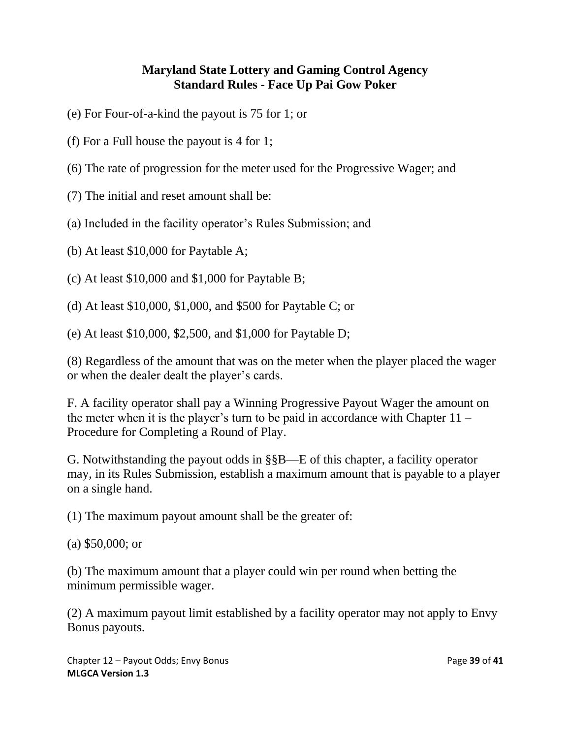(e) For Four-of-a-kind the payout is 75 for 1; or

(f) For a Full house the payout is 4 for 1;

(6) The rate of progression for the meter used for the Progressive Wager; and

(7) The initial and reset amount shall be:

(a) Included in the facility operator's Rules Submission; and

(b) At least $10,000 for Paytable A;

(c) At least $10,000 and $1,000 for Paytable B;

(d) At least $10,000, $1,000, and $500 for Paytable C; or

(e) At least $10,000, $2,500, and $1,000 for Paytable D;

(8) Regardless of the amount that was on the meter when the player placed the wager or when the dealer dealt the player's cards.

F. A facility operator shall pay a Winning Progressive Payout Wager the amount on the meter when it is the player's turn to be paid in accordance with Chapter 11 – Procedure for Completing a Round of Play.

G. Notwithstanding the payout odds in §§B—E of this chapter, a facility operator may, in its Rules Submission, establish a maximum amount that is payable to a player on a single hand.

(1) The maximum payout amount shall be the greater of:

(a) $50,000; or

(b) The maximum amount that a player could win per round when betting the minimum permissible wager.

(2) A maximum payout limit established by a facility operator may not apply to Envy Bonus payouts.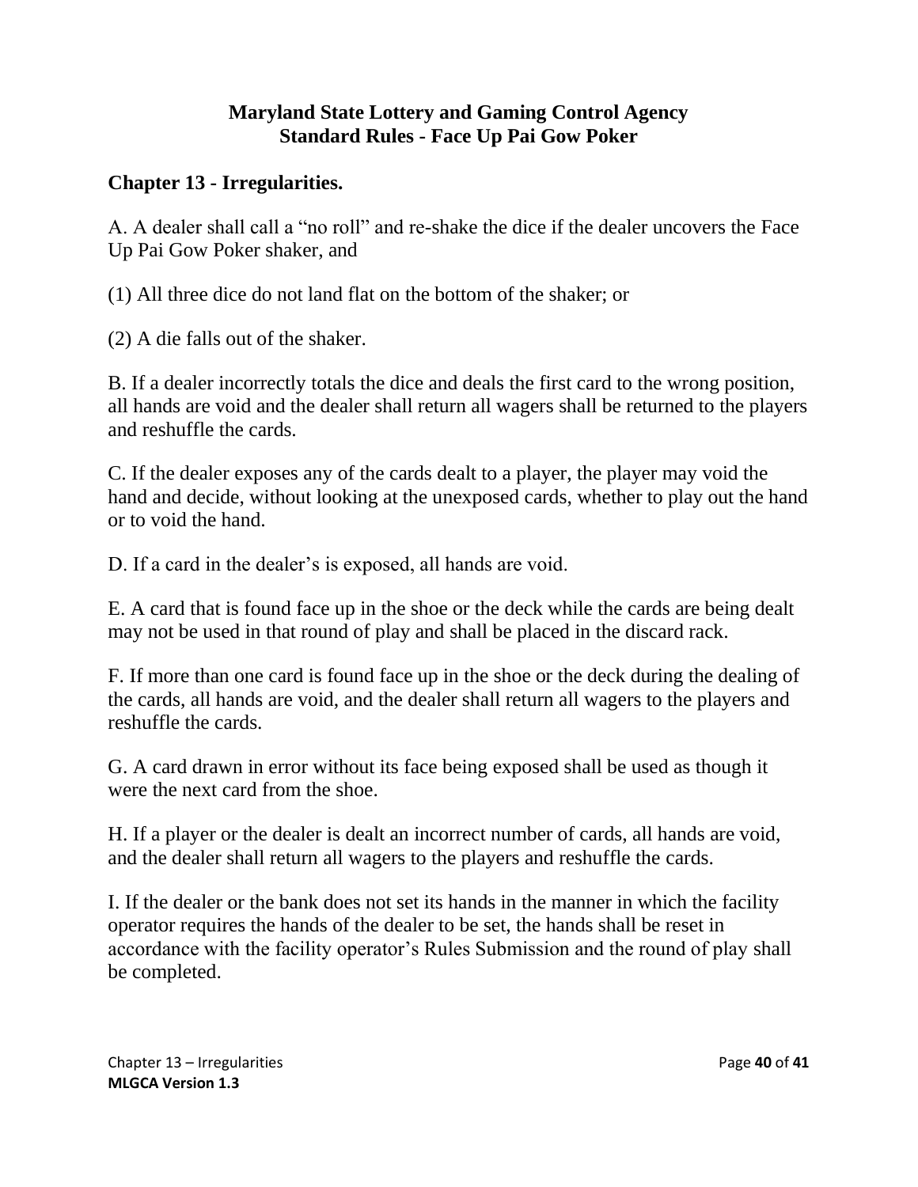**Maryland State Lottery and Gaming Control Agency**
**Standard Rules - Face Up Pai Gow Poker**

## Chapter 13 - Irregularities.

A. A dealer shall call a “no roll” and re-shake the dice if the dealer uncovers the Face Up Pai Gow Poker shaker, and

(1) All three dice do not land flat on the bottom of the shaker; or

(2) A die falls out of the shaker.

B. If a dealer incorrectly totals the dice and deals the first card to the wrong position, all hands are void and the dealer shall return all wagers shall be returned to the players and reshuffle the cards.

C. If the dealer exposes any of the cards dealt to a player, the player may void the hand and decide, without looking at the unexposed cards, whether to play out the hand or to void the hand.

D. If a card in the dealer’s is exposed, all hands are void.

E. A card that is found face up in the shoe or the deck while the cards are being dealt may not be used in that round of play and shall be placed in the discard rack.

F. If more than one card is found face up in the shoe or the deck during the dealing of the cards, all hands are void, and the dealer shall return all wagers to the players and reshuffle the cards.

G. A card drawn in error without its face being exposed shall be used as though it were the next card from the shoe.

H. If a player or the dealer is dealt an incorrect number of cards, all hands are void, and the dealer shall return all wagers to the players and reshuffle the cards.

I. If the dealer or the bank does not set its hands in the manner in which the facility operator requires the hands of the dealer to be set, the hands shall be reset in accordance with the facility operator’s Rules Submission and the round of play shall be completed.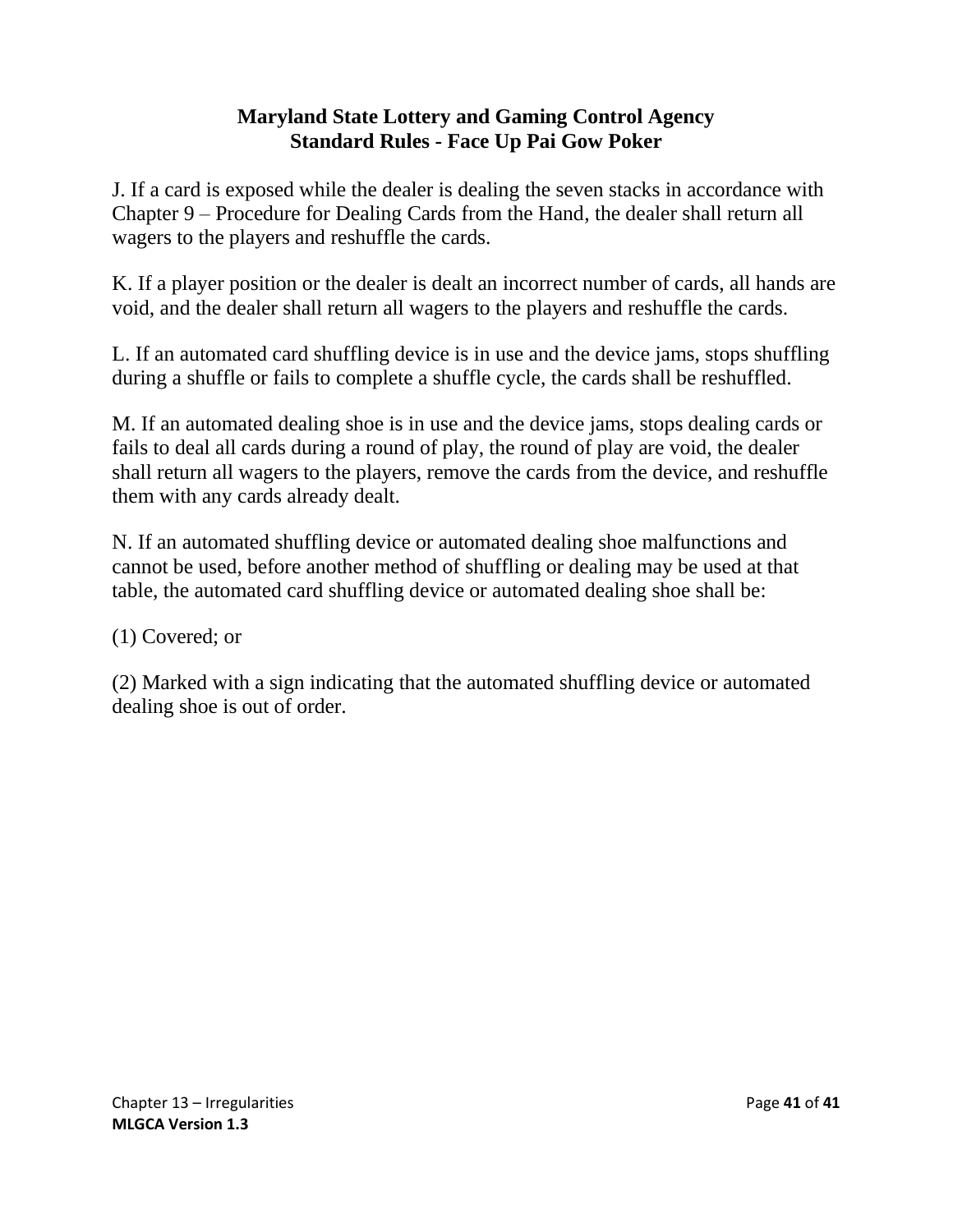J. If a card is exposed while the dealer is dealing the seven stacks in accordance with Chapter 9 – Procedure for Dealing Cards from the Hand, the dealer shall return all wagers to the players and reshuffle the cards.

K. If a player position or the dealer is dealt an incorrect number of cards, all hands are void, and the dealer shall return all wagers to the players and reshuffle the cards.

L. If an automated card shuffling device is in use and the device jams, stops shuffling during a shuffle or fails to complete a shuffle cycle, the cards shall be reshuffled.

M. If an automated dealing shoe is in use and the device jams, stops dealing cards or fails to deal all cards during a round of play, the round of play are void, the dealer shall return all wagers to the players, remove the cards from the device, and reshuffle them with any cards already dealt.

N. If an automated shuffling device or automated dealing shoe malfunctions and cannot be used, before another method of shuffling or dealing may be used at that table, the automated card shuffling device or automated dealing shoe shall be:

(1) Covered; or

(2) Marked with a sign indicating that the automated shuffling device or automated dealing shoe is out of order.